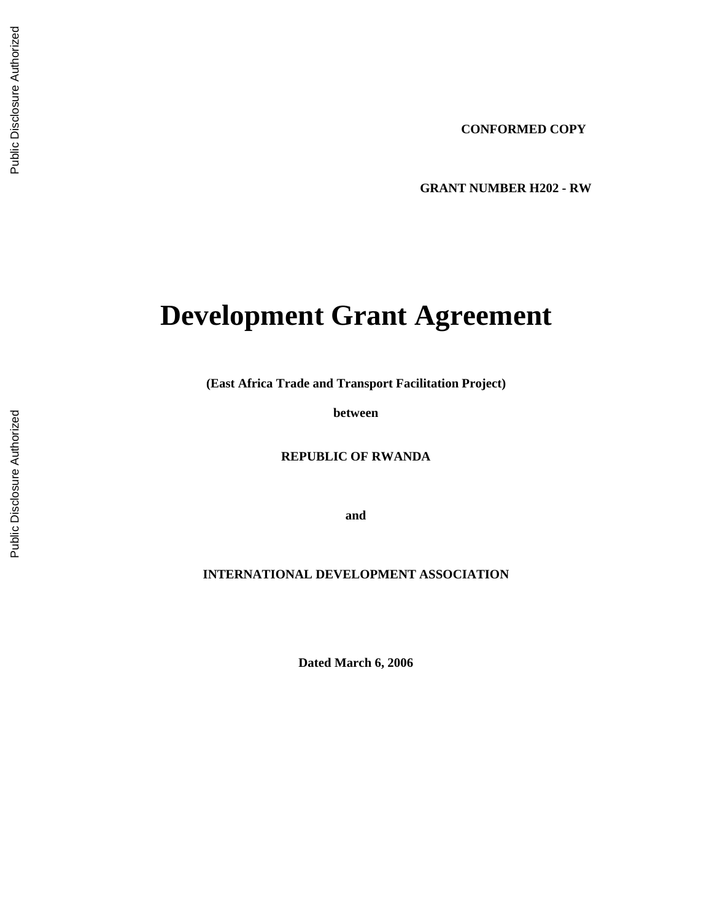**CONFORMED COPY**

**GRANT NUMBER H202 - RW**

# Development Grant Agreement

**(East Africa Trade and Transport Facilitation Project)**

**between**

**REPUBLIC OF RWANDA**

**and**

**INTERNATIONAL DEVELOPMENT ASSOCIATION**

**Dated March 6, 2006**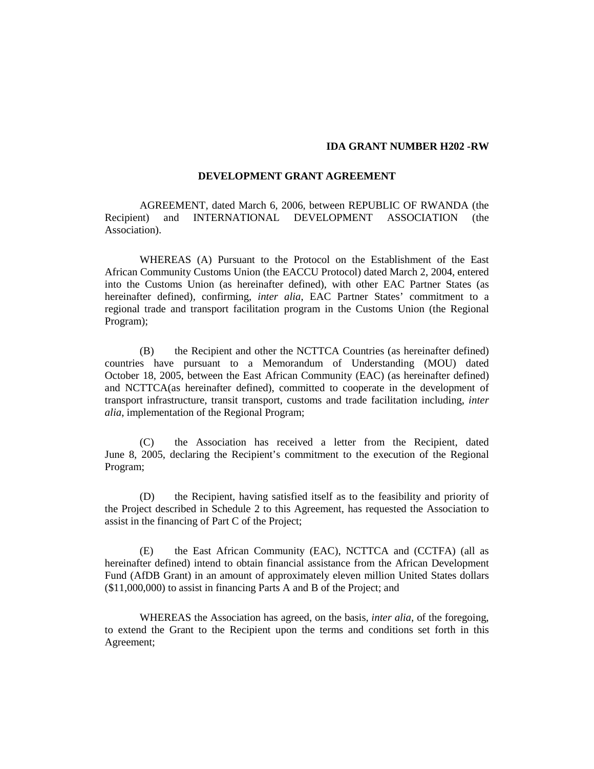**IDA GRANT NUMBER H202 -RW**

**DEVELOPMENT GRANT AGREEMENT**

AGREEMENT, dated March 6, 2006, between REPUBLIC OF RWANDA (the Recipient) and INTERNATIONAL DEVELOPMENT ASSOCIATION (the Association).

WHEREAS (A) Pursuant to the Protocol on the Establishment of the East African Community Customs Union (the EACCU Protocol) dated March 2, 2004, entered into the Customs Union (as hereinafter defined), with other EAC Partner States (as hereinafter defined), confirming, *inter alia*, EAC Partner States' commitment to a regional trade and transport facilitation program in the Customs Union (the Regional Program);

(B) the Recipient and other the NCTTCA Countries (as hereinafter defined) countries have pursuant to a Memorandum of Understanding (MOU) dated October 18, 2005, between the East African Community (EAC) (as hereinafter defined) and NCTTCA(as hereinafter defined), committed to cooperate in the development of transport infrastructure, transit transport, customs and trade facilitation including, *inter alia*, implementation of the Regional Program;

(C) the Association has received a letter from the Recipient, dated June 8, 2005, declaring the Recipient's commitment to the execution of the Regional Program;

(D) the Recipient, having satisfied itself as to the feasibility and priority of the Project described in Schedule 2 to this Agreement, has requested the Association to assist in the financing of Part C of the Project;

(E) the East African Community (EAC), NCTTCA and (CCTFA) (all as hereinafter defined) intend to obtain financial assistance from the African Development Fund (AfDB Grant) in an amount of approximately eleven million United States dollars ($11,000,000) to assist in financing Parts A and B of the Project; and

WHEREAS the Association has agreed, on the basis, *inter alia*, of the foregoing, to extend the Grant to the Recipient upon the terms and conditions set forth in this Agreement;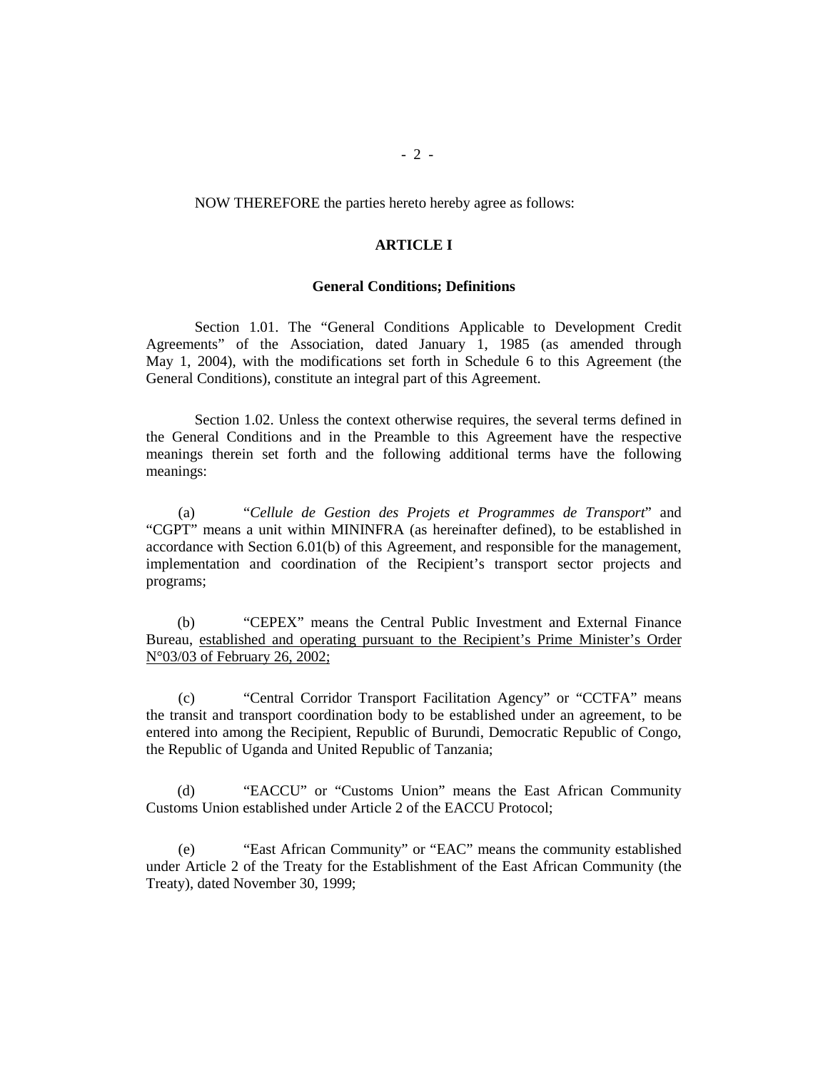NOW THEREFORE the parties hereto hereby agree as follows:

## ARTICLE I

### General Conditions; Definitions

Section 1.01. The "General Conditions Applicable to Development Credit Agreements" of the Association, dated January 1, 1985 (as amended through May 1, 2004), with the modifications set forth in Schedule 6 to this Agreement (the General Conditions), constitute an integral part of this Agreement.

Section 1.02. Unless the context otherwise requires, the several terms defined in the General Conditions and in the Preamble to this Agreement have the respective meanings therein set forth and the following additional terms have the following meanings:

(a) "*Cellule de Gestion des Projets et Programmes de Transport*" and "CGPT" means a unit within MININFRA (as hereinafter defined), to be established in accordance with Section 6.01(b) of this Agreement, and responsible for the management, implementation and coordination of the Recipient's transport sector projects and programs;

(b) "CEPEX" means the Central Public Investment and External Finance Bureau, <u>established and operating pursuant to the Recipient's Prime Minister's Order N°03/03 of February 26, 2002;</u>

(c) "Central Corridor Transport Facilitation Agency" or "CCTFA" means the transit and transport coordination body to be established under an agreement, to be entered into among the Recipient, Republic of Burundi, Democratic Republic of Congo, the Republic of Uganda and United Republic of Tanzania;

(d) "EACCU" or "Customs Union" means the East African Community Customs Union established under Article 2 of the EACCU Protocol;

(e) "East African Community" or "EAC" means the community established under Article 2 of the Treaty for the Establishment of the East African Community (the Treaty), dated November 30, 1999;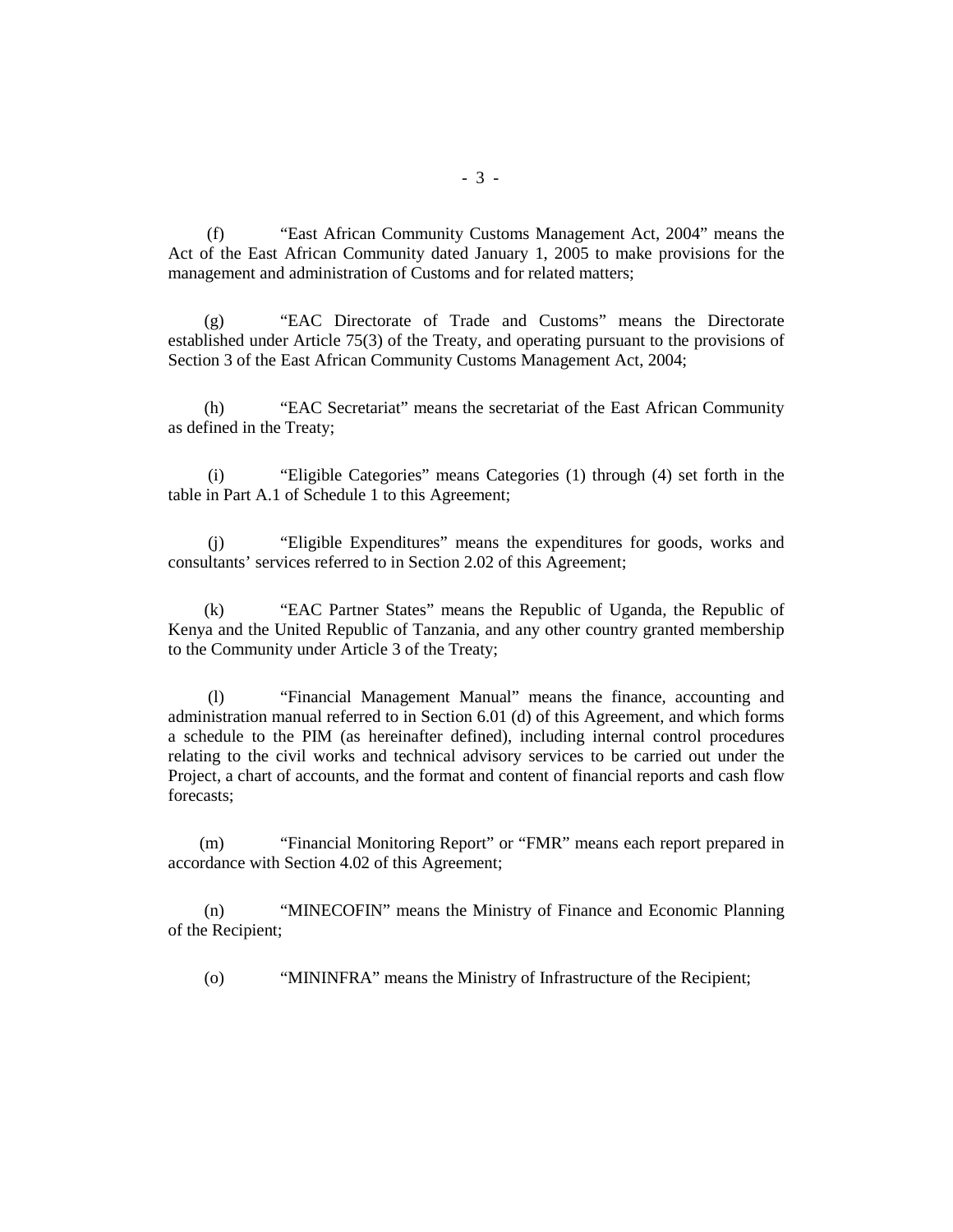(f) "East African Community Customs Management Act, 2004" means the Act of the East African Community dated January 1, 2005 to make provisions for the management and administration of Customs and for related matters;

(g) "EAC Directorate of Trade and Customs" means the Directorate established under Article 75(3) of the Treaty, and operating pursuant to the provisions of Section 3 of the East African Community Customs Management Act, 2004;

(h) "EAC Secretariat" means the secretariat of the East African Community as defined in the Treaty;

(i) "Eligible Categories" means Categories (1) through (4) set forth in the table in Part A.1 of Schedule 1 to this Agreement;

(j) "Eligible Expenditures" means the expenditures for goods, works and consultants' services referred to in Section 2.02 of this Agreement;

(k) "EAC Partner States" means the Republic of Uganda, the Republic of Kenya and the United Republic of Tanzania, and any other country granted membership to the Community under Article 3 of the Treaty;

(l) "Financial Management Manual" means the finance, accounting and administration manual referred to in Section 6.01 (d) of this Agreement, and which forms a schedule to the PIM (as hereinafter defined), including internal control procedures relating to the civil works and technical advisory services to be carried out under the Project, a chart of accounts, and the format and content of financial reports and cash flow forecasts;

(m) "Financial Monitoring Report" or "FMR" means each report prepared in accordance with Section 4.02 of this Agreement;

(n) "MINECOFIN" means the Ministry of Finance and Economic Planning of the Recipient;

(o) "MININFRA" means the Ministry of Infrastructure of the Recipient;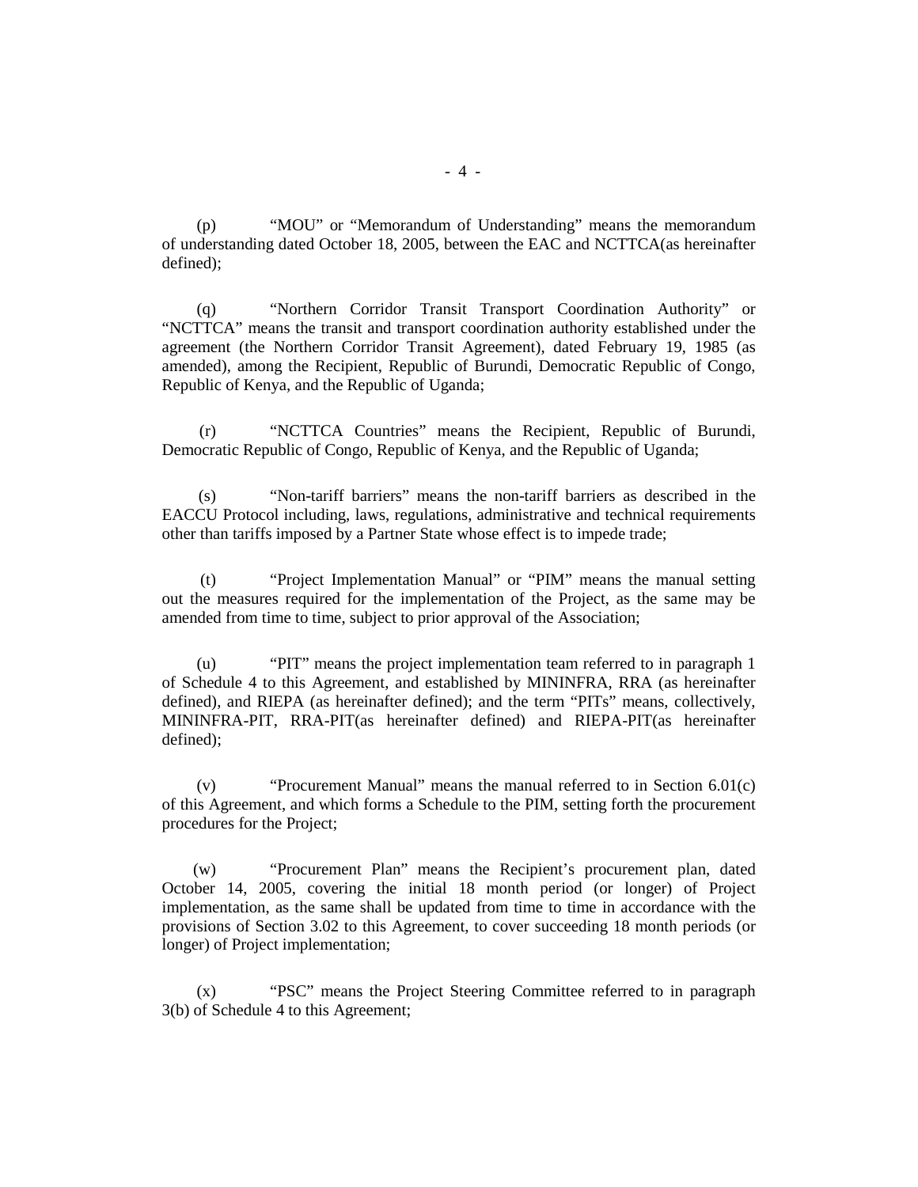(p) "MOU" or "Memorandum of Understanding" means the memorandum of understanding dated October 18, 2005, between the EAC and NCTTCA(as hereinafter defined);

(q) "Northern Corridor Transit Transport Coordination Authority" or "NCTTCA" means the transit and transport coordination authority established under the agreement (the Northern Corridor Transit Agreement), dated February 19, 1985 (as amended), among the Recipient, Republic of Burundi, Democratic Republic of Congo, Republic of Kenya, and the Republic of Uganda;

(r) "NCTTCA Countries" means the Recipient, Republic of Burundi, Democratic Republic of Congo, Republic of Kenya, and the Republic of Uganda;

(s) "Non-tariff barriers" means the non-tariff barriers as described in the EACCU Protocol including, laws, regulations, administrative and technical requirements other than tariffs imposed by a Partner State whose effect is to impede trade;

(t) "Project Implementation Manual" or "PIM" means the manual setting out the measures required for the implementation of the Project, as the same may be amended from time to time, subject to prior approval of the Association;

(u) "PIT" means the project implementation team referred to in paragraph 1 of Schedule 4 to this Agreement, and established by MININFRA, RRA (as hereinafter defined), and RIEPA (as hereinafter defined); and the term "PITs" means, collectively, MININFRA-PIT, RRA-PIT(as hereinafter defined) and RIEPA-PIT(as hereinafter defined);

(v) "Procurement Manual" means the manual referred to in Section 6.01(c) of this Agreement, and which forms a Schedule to the PIM, setting forth the procurement procedures for the Project;

(w) "Procurement Plan" means the Recipient's procurement plan, dated October 14, 2005, covering the initial 18 month period (or longer) of Project implementation, as the same shall be updated from time to time in accordance with the provisions of Section 3.02 to this Agreement, to cover succeeding 18 month periods (or longer) of Project implementation;

(x) "PSC" means the Project Steering Committee referred to in paragraph 3(b) of Schedule 4 to this Agreement;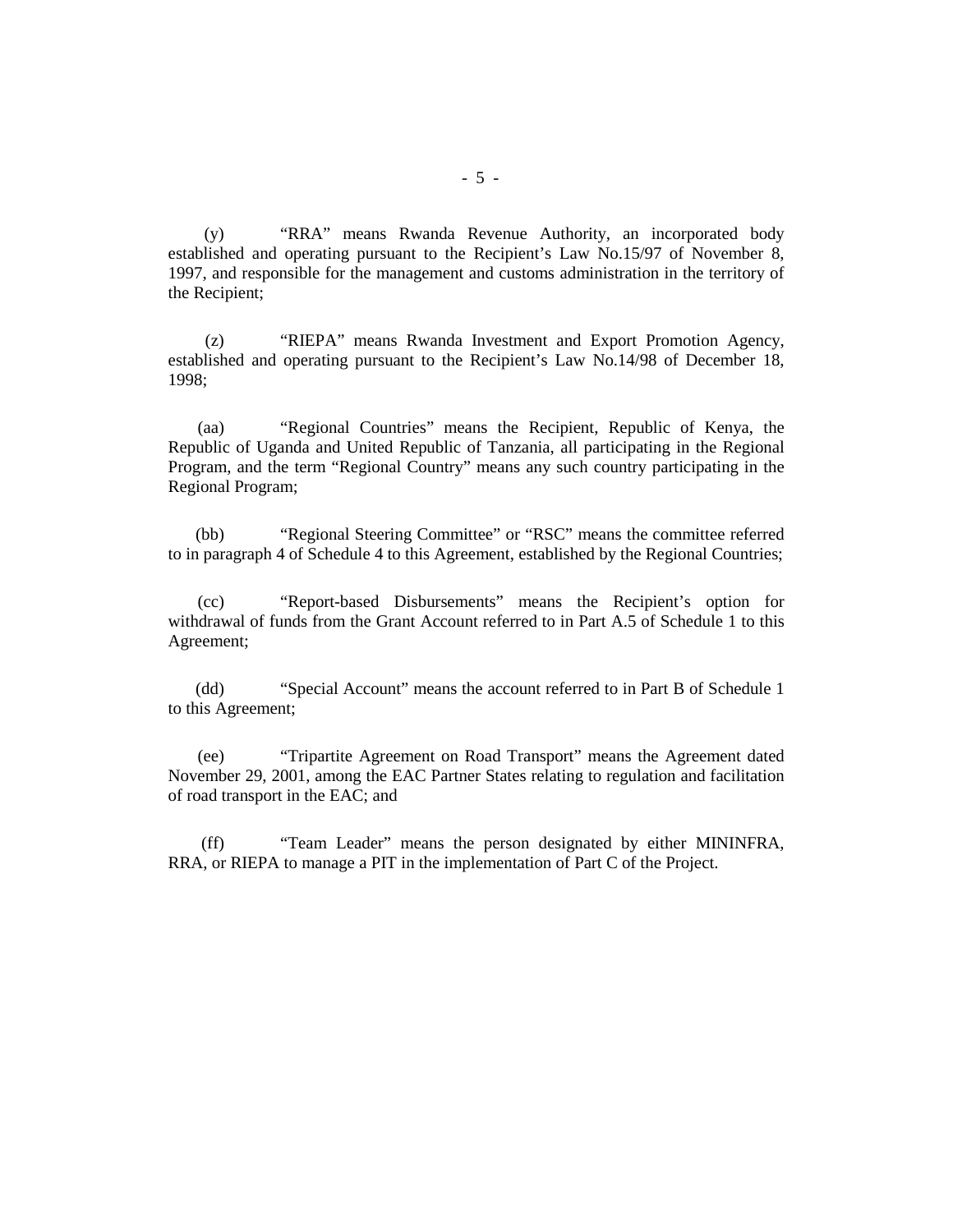(y) "RRA" means Rwanda Revenue Authority, an incorporated body established and operating pursuant to the Recipient's Law No.15/97 of November 8, 1997, and responsible for the management and customs administration in the territory of the Recipient;

(z) "RIEPA" means Rwanda Investment and Export Promotion Agency, established and operating pursuant to the Recipient's Law No.14/98 of December 18, 1998;

(aa) "Regional Countries" means the Recipient, Republic of Kenya, the Republic of Uganda and United Republic of Tanzania, all participating in the Regional Program, and the term "Regional Country" means any such country participating in the Regional Program;

(bb) "Regional Steering Committee" or "RSC" means the committee referred to in paragraph 4 of Schedule 4 to this Agreement, established by the Regional Countries;

(cc) "Report-based Disbursements" means the Recipient's option for withdrawal of funds from the Grant Account referred to in Part A.5 of Schedule 1 to this Agreement;

(dd) "Special Account" means the account referred to in Part B of Schedule 1 to this Agreement;

(ee) "Tripartite Agreement on Road Transport" means the Agreement dated November 29, 2001, among the EAC Partner States relating to regulation and facilitation of road transport in the EAC; and

(ff) "Team Leader" means the person designated by either MININFRA, RRA, or RIEPA to manage a PIT in the implementation of Part C of the Project.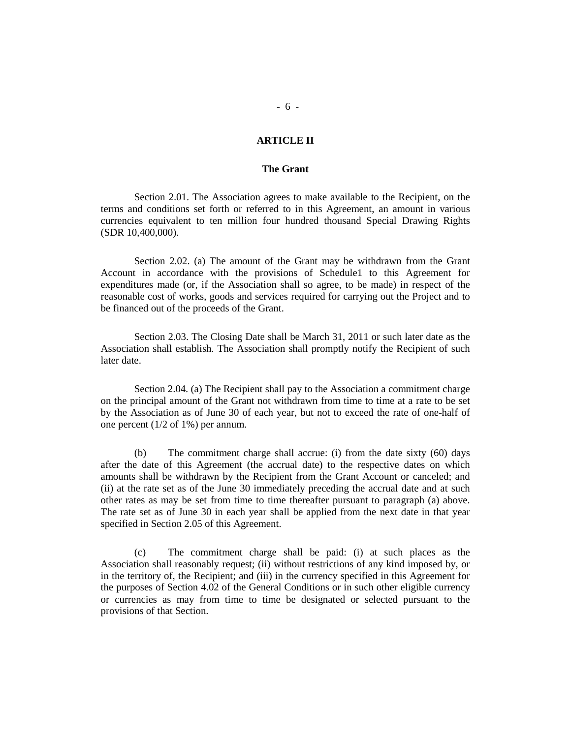## ARTICLE II

### The Grant

Section 2.01. The Association agrees to make available to the Recipient, on the terms and conditions set forth or referred to in this Agreement, an amount in various currencies equivalent to ten million four hundred thousand Special Drawing Rights (SDR 10,400,000).

Section 2.02. (a) The amount of the Grant may be withdrawn from the Grant Account in accordance with the provisions of Schedule1 to this Agreement for expenditures made (or, if the Association shall so agree, to be made) in respect of the reasonable cost of works, goods and services required for carrying out the Project and to be financed out of the proceeds of the Grant.

Section 2.03. The Closing Date shall be March 31, 2011 or such later date as the Association shall establish. The Association shall promptly notify the Recipient of such later date.

Section 2.04. (a) The Recipient shall pay to the Association a commitment charge on the principal amount of the Grant not withdrawn from time to time at a rate to be set by the Association as of June 30 of each year, but not to exceed the rate of one-half of one percent (1/2 of 1%) per annum.

(b) The commitment charge shall accrue: (i) from the date sixty (60) days after the date of this Agreement (the accrual date) to the respective dates on which amounts shall be withdrawn by the Recipient from the Grant Account or canceled; and (ii) at the rate set as of the June 30 immediately preceding the accrual date and at such other rates as may be set from time to time thereafter pursuant to paragraph (a) above. The rate set as of June 30 in each year shall be applied from the next date in that year specified in Section 2.05 of this Agreement.

(c) The commitment charge shall be paid: (i) at such places as the Association shall reasonably request; (ii) without restrictions of any kind imposed by, or in the territory of, the Recipient; and (iii) in the currency specified in this Agreement for the purposes of Section 4.02 of the General Conditions or in such other eligible currency or currencies as may from time to time be designated or selected pursuant to the provisions of that Section.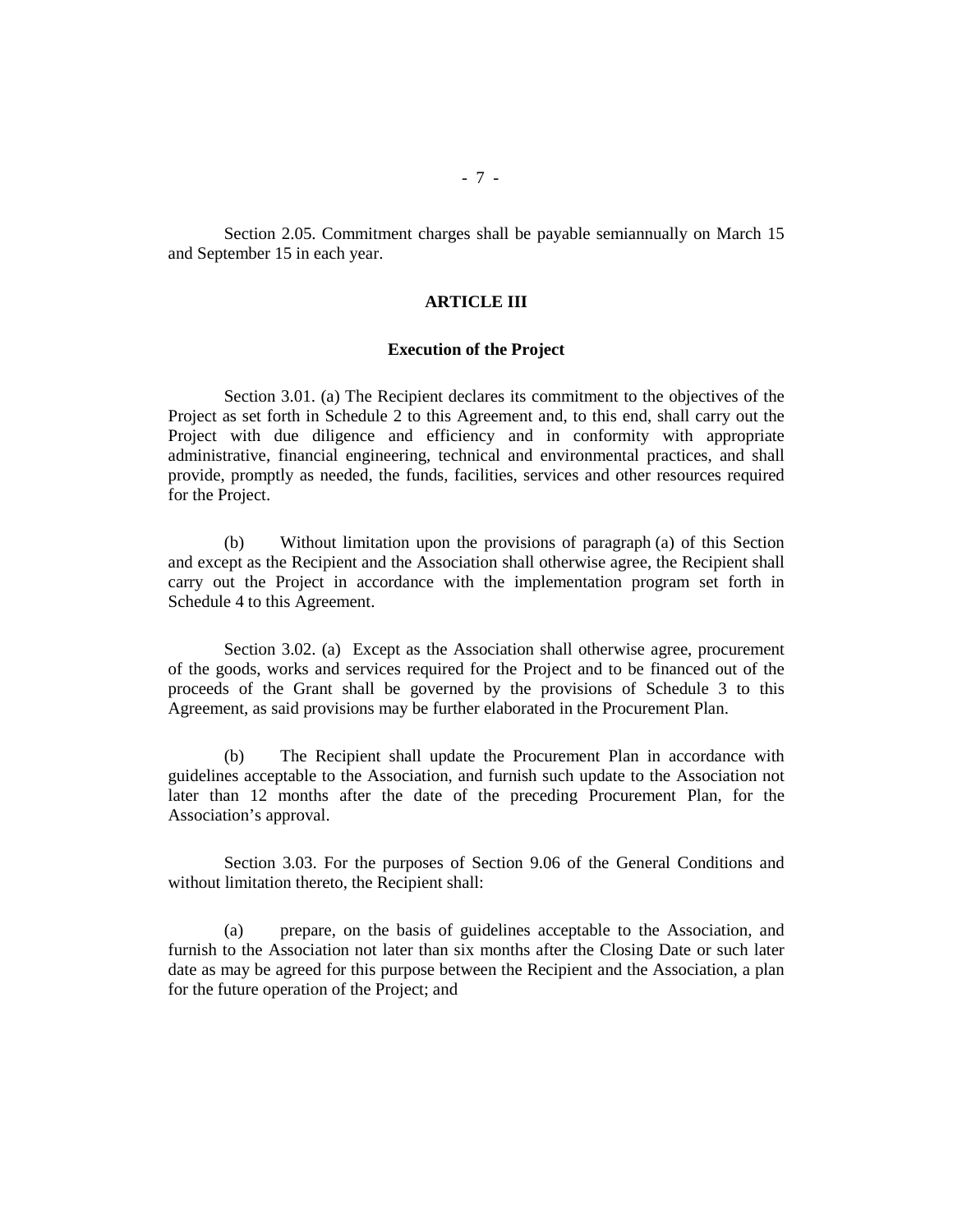Section 2.05. Commitment charges shall be payable semiannually on March 15 and September 15 in each year.

## ARTICLE III

### Execution of the Project

Section 3.01. (a) The Recipient declares its commitment to the objectives of the Project as set forth in Schedule 2 to this Agreement and, to this end, shall carry out the Project with due diligence and efficiency and in conformity with appropriate administrative, financial engineering, technical and environmental practices, and shall provide, promptly as needed, the funds, facilities, services and other resources required for the Project.

(b) Without limitation upon the provisions of paragraph (a) of this Section and except as the Recipient and the Association shall otherwise agree, the Recipient shall carry out the Project in accordance with the implementation program set forth in Schedule 4 to this Agreement.

Section 3.02. (a) Except as the Association shall otherwise agree, procurement of the goods, works and services required for the Project and to be financed out of the proceeds of the Grant shall be governed by the provisions of Schedule 3 to this Agreement, as said provisions may be further elaborated in the Procurement Plan.

(b) The Recipient shall update the Procurement Plan in accordance with guidelines acceptable to the Association, and furnish such update to the Association not later than 12 months after the date of the preceding Procurement Plan, for the Association's approval.

Section 3.03. For the purposes of Section 9.06 of the General Conditions and without limitation thereto, the Recipient shall:

(a) prepare, on the basis of guidelines acceptable to the Association, and furnish to the Association not later than six months after the Closing Date or such later date as may be agreed for this purpose between the Recipient and the Association, a plan for the future operation of the Project; and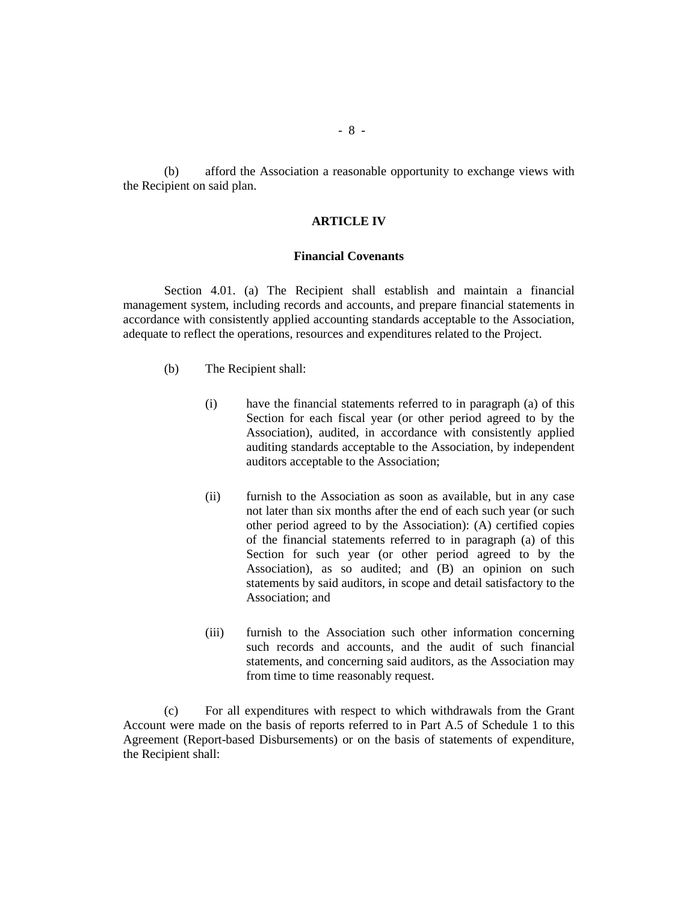(b) afford the Association a reasonable opportunity to exchange views with the Recipient on said plan.

## ARTICLE IV

### Financial Covenants

Section 4.01. (a) The Recipient shall establish and maintain a financial management system, including records and accounts, and prepare financial statements in accordance with consistently applied accounting standards acceptable to the Association, adequate to reflect the operations, resources and expenditures related to the Project.

(b) The Recipient shall:

(i) have the financial statements referred to in paragraph (a) of this Section for each fiscal year (or other period agreed to by the Association), audited, in accordance with consistently applied auditing standards acceptable to the Association, by independent auditors acceptable to the Association;

(ii) furnish to the Association as soon as available, but in any case not later than six months after the end of each such year (or such other period agreed to by the Association): (A) certified copies of the financial statements referred to in paragraph (a) of this Section for such year (or other period agreed to by the Association), as so audited; and (B) an opinion on such statements by said auditors, in scope and detail satisfactory to the Association; and

(iii) furnish to the Association such other information concerning such records and accounts, and the audit of such financial statements, and concerning said auditors, as the Association may from time to time reasonably request.

(c) For all expenditures with respect to which withdrawals from the Grant Account were made on the basis of reports referred to in Part A.5 of Schedule 1 to this Agreement (Report-based Disbursements) or on the basis of statements of expenditure, the Recipient shall: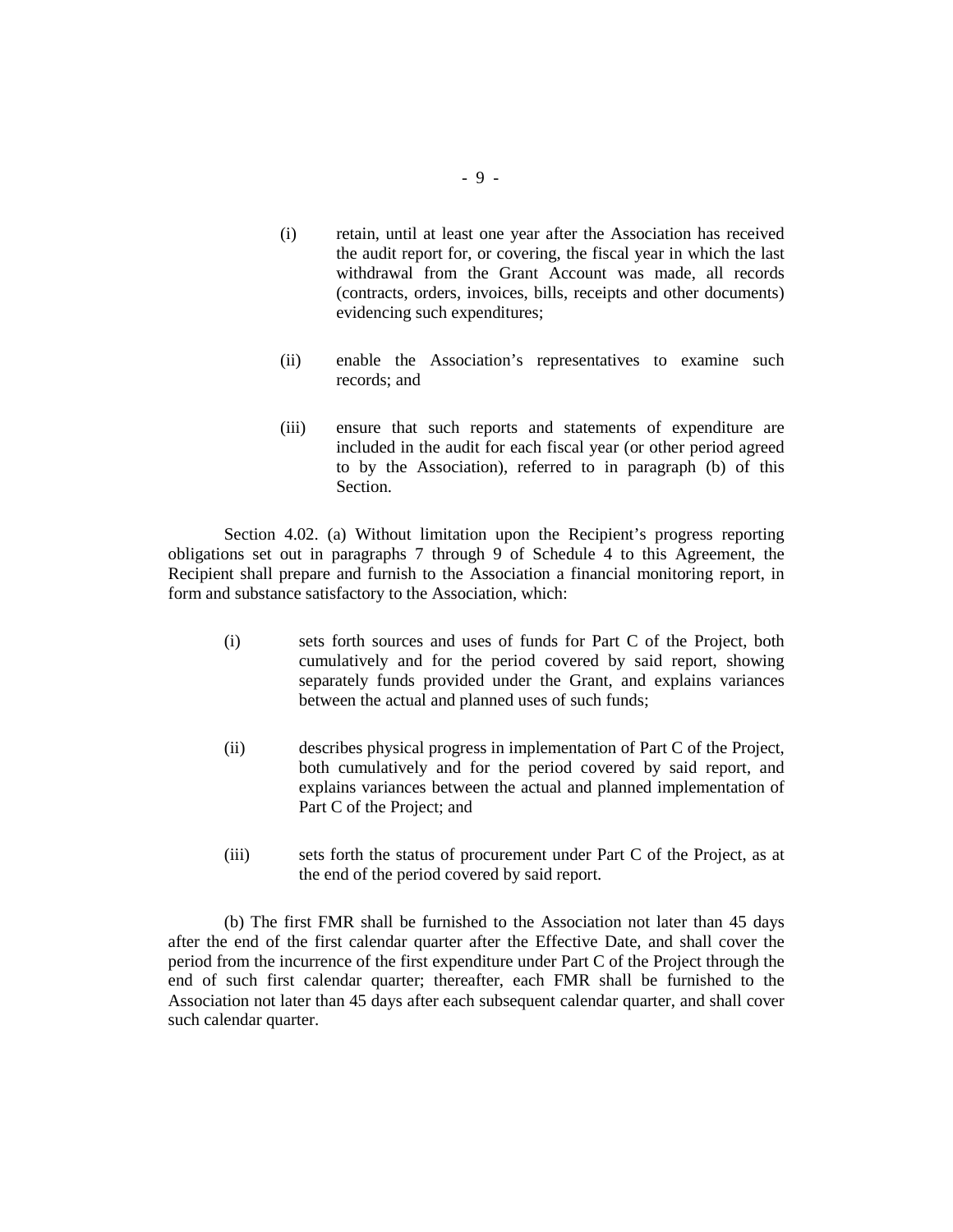(i) retain, until at least one year after the Association has received the audit report for, or covering, the fiscal year in which the last withdrawal from the Grant Account was made, all records (contracts, orders, invoices, bills, receipts and other documents) evidencing such expenditures;

(ii) enable the Association's representatives to examine such records; and

(iii) ensure that such reports and statements of expenditure are included in the audit for each fiscal year (or other period agreed to by the Association), referred to in paragraph (b) of this Section.

Section 4.02. (a) Without limitation upon the Recipient's progress reporting obligations set out in paragraphs 7 through 9 of Schedule 4 to this Agreement, the Recipient shall prepare and furnish to the Association a financial monitoring report, in form and substance satisfactory to the Association, which:

(i) sets forth sources and uses of funds for Part C of the Project, both cumulatively and for the period covered by said report, showing separately funds provided under the Grant, and explains variances between the actual and planned uses of such funds;

(ii) describes physical progress in implementation of Part C of the Project, both cumulatively and for the period covered by said report, and explains variances between the actual and planned implementation of Part C of the Project; and

(iii) sets forth the status of procurement under Part C of the Project, as at the end of the period covered by said report.

(b) The first FMR shall be furnished to the Association not later than 45 days after the end of the first calendar quarter after the Effective Date, and shall cover the period from the incurrence of the first expenditure under Part C of the Project through the end of such first calendar quarter; thereafter, each FMR shall be furnished to the Association not later than 45 days after each subsequent calendar quarter, and shall cover such calendar quarter.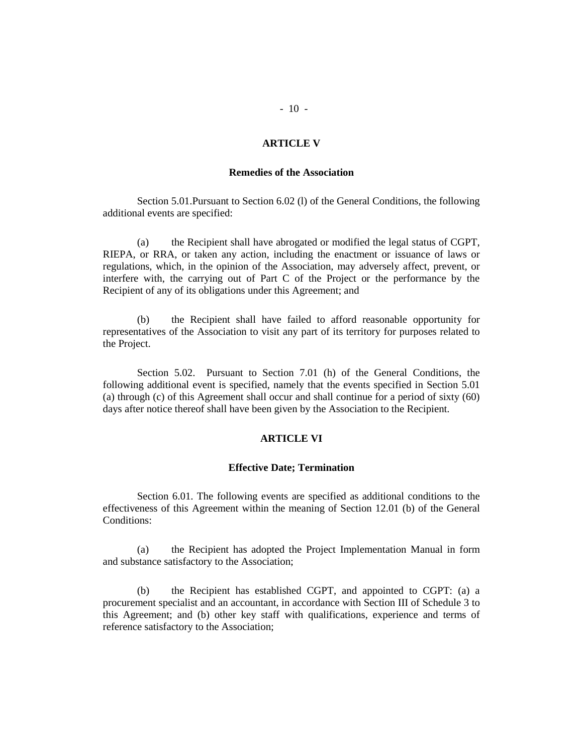## ARTICLE V

### Remedies of the Association

Section 5.01.Pursuant to Section 6.02 (l) of the General Conditions, the following additional events are specified:

(a) the Recipient shall have abrogated or modified the legal status of CGPT, RIEPA, or RRA, or taken any action, including the enactment or issuance of laws or regulations, which, in the opinion of the Association, may adversely affect, prevent, or interfere with, the carrying out of Part C of the Project or the performance by the Recipient of any of its obligations under this Agreement; and

(b) the Recipient shall have failed to afford reasonable opportunity for representatives of the Association to visit any part of its territory for purposes related to the Project.

Section 5.02. Pursuant to Section 7.01 (h) of the General Conditions, the following additional event is specified, namely that the events specified in Section 5.01 (a) through (c) of this Agreement shall occur and shall continue for a period of sixty (60) days after notice thereof shall have been given by the Association to the Recipient.

## ARTICLE VI

### Effective Date; Termination

Section 6.01. The following events are specified as additional conditions to the effectiveness of this Agreement within the meaning of Section 12.01 (b) of the General Conditions:

(a) the Recipient has adopted the Project Implementation Manual in form and substance satisfactory to the Association;

(b) the Recipient has established CGPT, and appointed to CGPT: (a) a procurement specialist and an accountant, in accordance with Section III of Schedule 3 to this Agreement; and (b) other key staff with qualifications, experience and terms of reference satisfactory to the Association;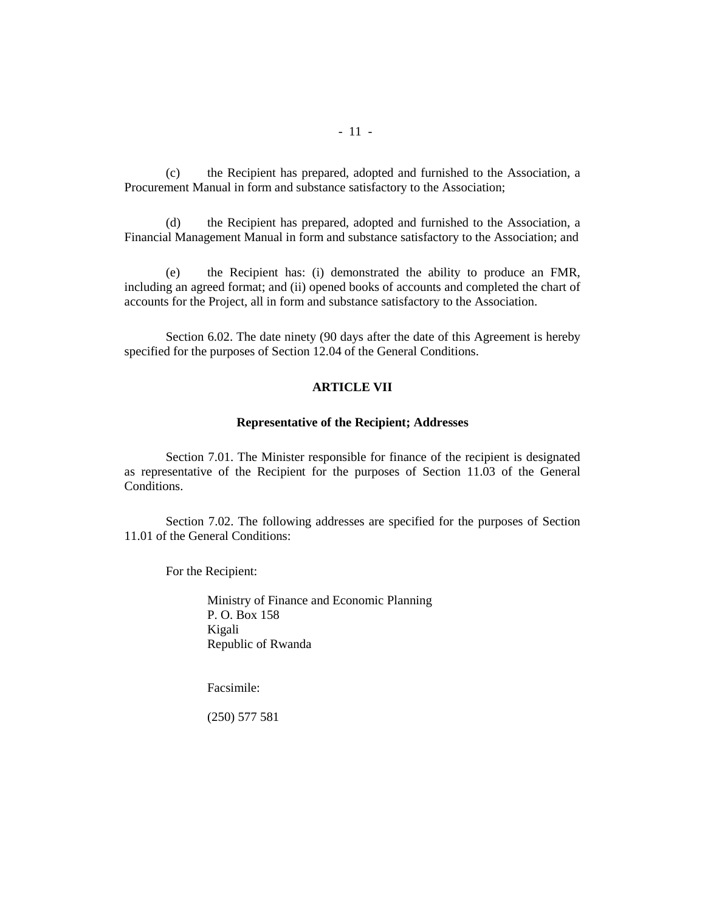(c) the Recipient has prepared, adopted and furnished to the Association, a Procurement Manual in form and substance satisfactory to the Association;

(d) the Recipient has prepared, adopted and furnished to the Association, a Financial Management Manual in form and substance satisfactory to the Association; and

(e) the Recipient has: (i) demonstrated the ability to produce an FMR, including an agreed format; and (ii) opened books of accounts and completed the chart of accounts for the Project, all in form and substance satisfactory to the Association.

Section 6.02. The date ninety (90 days after the date of this Agreement is hereby specified for the purposes of Section 12.04 of the General Conditions.

## ARTICLE VII

### Representative of the Recipient; Addresses

Section 7.01. The Minister responsible for finance of the recipient is designated as representative of the Recipient for the purposes of Section 11.03 of the General Conditions.

Section 7.02. The following addresses are specified for the purposes of Section 11.01 of the General Conditions:

For the Recipient:

Ministry of Finance and Economic Planning
P. O. Box 158
Kigali
Republic of Rwanda

Facsimile:

(250) 577 581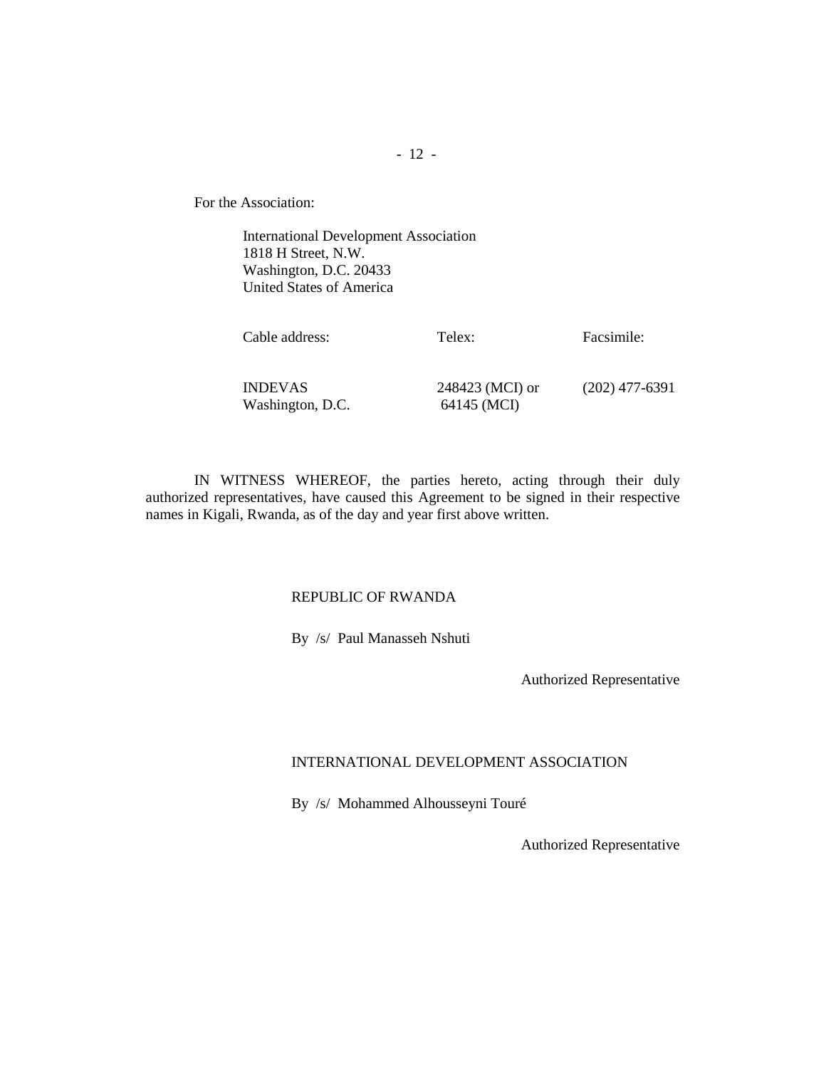For the Association:

International Development Association
1818 H Street, N.W.
Washington, D.C. 20433
United States of America

| Cable address: | Telex: | Facsimile: |
| --- | --- | --- |
| INDEVAS<br>Washington, D.C. | 248423 (MCI) or<br>64145 (MCI) | (202) 477-6391 |

IN WITNESS WHEREOF, the parties hereto, acting through their duly authorized representatives, have caused this Agreement to be signed in their respective names in Kigali, Rwanda, as of the day and year first above written.

REPUBLIC OF RWANDA

By /s/ Paul Manasseh Nshuti

Authorized Representative

INTERNATIONAL DEVELOPMENT ASSOCIATION

By /s/ Mohammed Alhousseyni Touré

Authorized Representative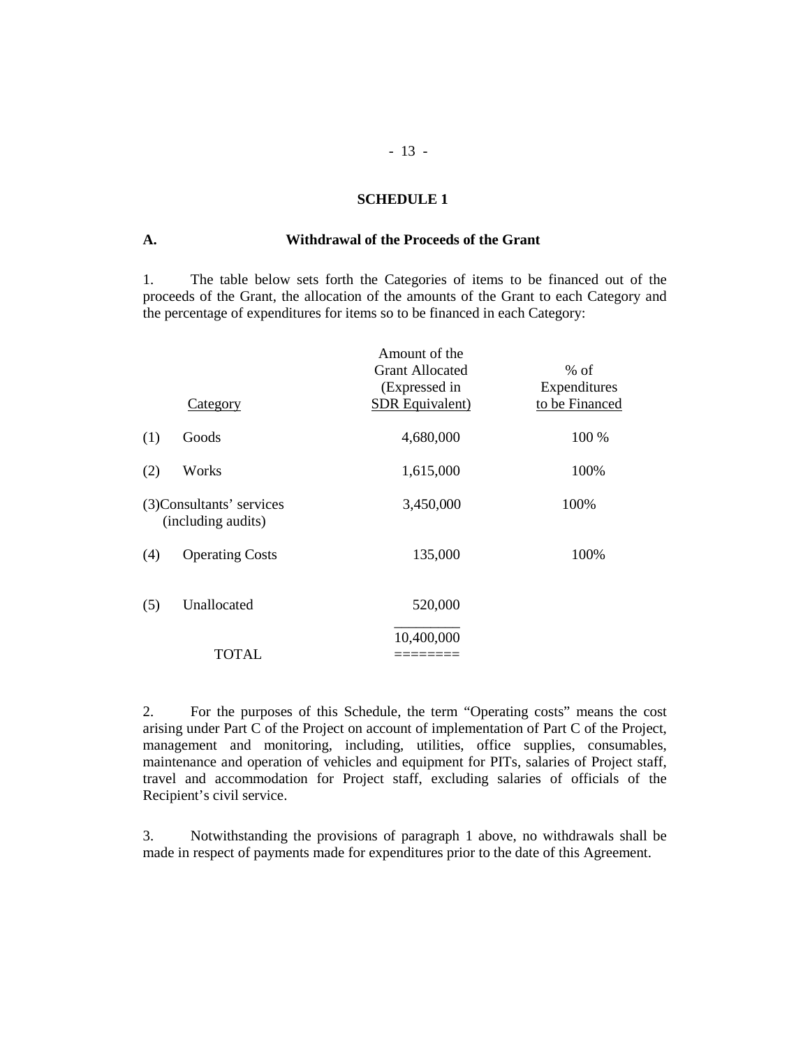# SCHEDULE 1

## A. Withdrawal of the Proceeds of the Grant

1. The table below sets forth the Categories of items to be financed out of the proceeds of the Grant, the allocation of the amounts of the Grant to each Category and the percentage of expenditures for items so to be financed in each Category:

| Category | Amount of the Grant Allocated (Expressed in SDR Equivalent) | % of Expenditures to be Financed |
|---|---|---|
| (1) Goods | 4,680,000 | 100 % |
| (2) Works | 1,615,000 | 100% |
| (3) Consultants' services (including audits) | 3,450,000 | 100% |
| (4) Operating Costs | 135,000 | 100% |
| (5) Unallocated | 520,000 | |
| TOTAL | 10,400,000 | |

2. For the purposes of this Schedule, the term "Operating costs" means the cost arising under Part C of the Project on account of implementation of Part C of the Project, management and monitoring, including, utilities, office supplies, consumables, maintenance and operation of vehicles and equipment for PITs, salaries of Project staff, travel and accommodation for Project staff, excluding salaries of officials of the Recipient's civil service.

3. Notwithstanding the provisions of paragraph 1 above, no withdrawals shall be made in respect of payments made for expenditures prior to the date of this Agreement.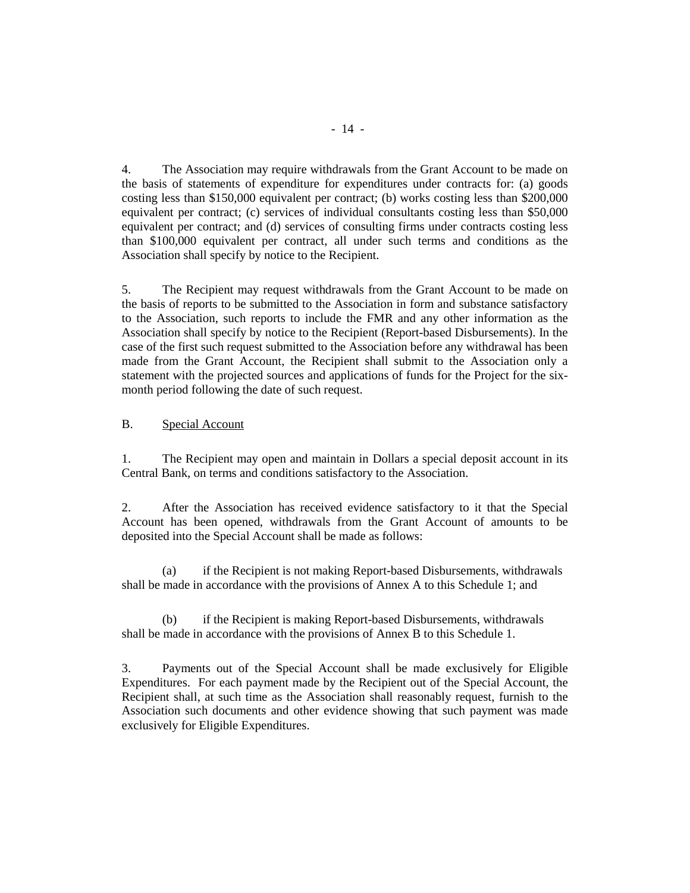4. The Association may require withdrawals from the Grant Account to be made on the basis of statements of expenditure for expenditures under contracts for: (a) goods costing less than $150,000 equivalent per contract; (b) works costing less than $200,000 equivalent per contract; (c) services of individual consultants costing less than $50,000 equivalent per contract; and (d) services of consulting firms under contracts costing less than $100,000 equivalent per contract, all under such terms and conditions as the Association shall specify by notice to the Recipient.

5. The Recipient may request withdrawals from the Grant Account to be made on the basis of reports to be submitted to the Association in form and substance satisfactory to the Association, such reports to include the FMR and any other information as the Association shall specify by notice to the Recipient (Report-based Disbursements). In the case of the first such request submitted to the Association before any withdrawal has been made from the Grant Account, the Recipient shall submit to the Association only a statement with the projected sources and applications of funds for the Project for the six-month period following the date of such request.

B. <u>Special Account</u>

1. The Recipient may open and maintain in Dollars a special deposit account in its Central Bank, on terms and conditions satisfactory to the Association.

2. After the Association has received evidence satisfactory to it that the Special Account has been opened, withdrawals from the Grant Account of amounts to be deposited into the Special Account shall be made as follows:

(a) if the Recipient is not making Report-based Disbursements, withdrawals shall be made in accordance with the provisions of Annex A to this Schedule 1; and

(b) if the Recipient is making Report-based Disbursements, withdrawals shall be made in accordance with the provisions of Annex B to this Schedule 1.

3. Payments out of the Special Account shall be made exclusively for Eligible Expenditures. For each payment made by the Recipient out of the Special Account, the Recipient shall, at such time as the Association shall reasonably request, furnish to the Association such documents and other evidence showing that such payment was made exclusively for Eligible Expenditures.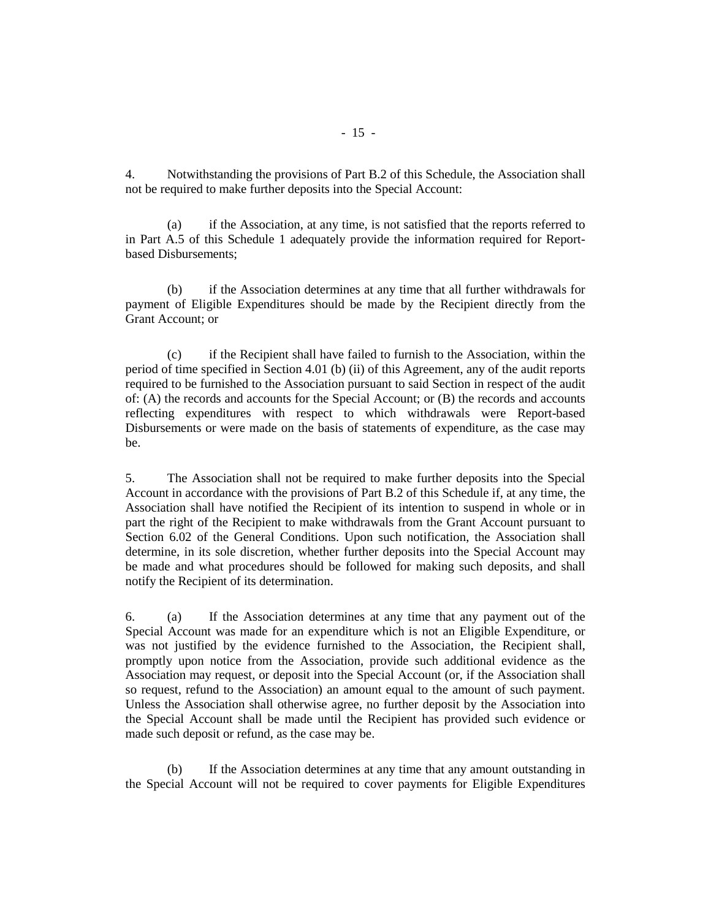4. Notwithstanding the provisions of Part B.2 of this Schedule, the Association shall not be required to make further deposits into the Special Account:

(a) if the Association, at any time, is not satisfied that the reports referred to in Part A.5 of this Schedule 1 adequately provide the information required for Report-based Disbursements;

(b) if the Association determines at any time that all further withdrawals for payment of Eligible Expenditures should be made by the Recipient directly from the Grant Account; or

(c) if the Recipient shall have failed to furnish to the Association, within the period of time specified in Section 4.01 (b) (ii) of this Agreement, any of the audit reports required to be furnished to the Association pursuant to said Section in respect of the audit of: (A) the records and accounts for the Special Account; or (B) the records and accounts reflecting expenditures with respect to which withdrawals were Report-based Disbursements or were made on the basis of statements of expenditure, as the case may be.

5. The Association shall not be required to make further deposits into the Special Account in accordance with the provisions of Part B.2 of this Schedule if, at any time, the Association shall have notified the Recipient of its intention to suspend in whole or in part the right of the Recipient to make withdrawals from the Grant Account pursuant to Section 6.02 of the General Conditions. Upon such notification, the Association shall determine, in its sole discretion, whether further deposits into the Special Account may be made and what procedures should be followed for making such deposits, and shall notify the Recipient of its determination.

6. (a) If the Association determines at any time that any payment out of the Special Account was made for an expenditure which is not an Eligible Expenditure, or was not justified by the evidence furnished to the Association, the Recipient shall, promptly upon notice from the Association, provide such additional evidence as the Association may request, or deposit into the Special Account (or, if the Association shall so request, refund to the Association) an amount equal to the amount of such payment. Unless the Association shall otherwise agree, no further deposit by the Association into the Special Account shall be made until the Recipient has provided such evidence or made such deposit or refund, as the case may be.

(b) If the Association determines at any time that any amount outstanding in the Special Account will not be required to cover payments for Eligible Expenditures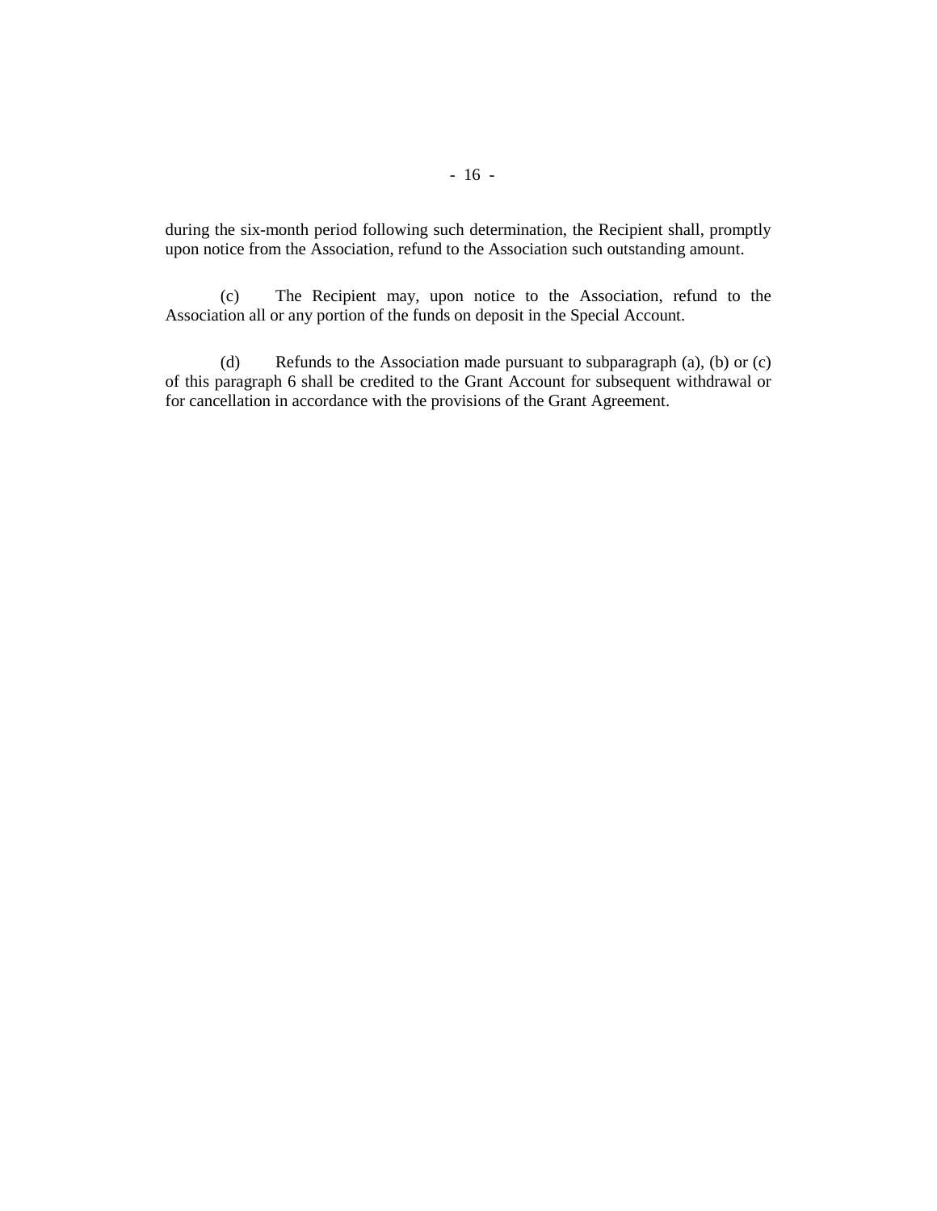during the six-month period following such determination, the Recipient shall, promptly upon notice from the Association, refund to the Association such outstanding amount.

(c) The Recipient may, upon notice to the Association, refund to the Association all or any portion of the funds on deposit in the Special Account.

(d) Refunds to the Association made pursuant to subparagraph (a), (b) or (c) of this paragraph 6 shall be credited to the Grant Account for subsequent withdrawal or for cancellation in accordance with the provisions of the Grant Agreement.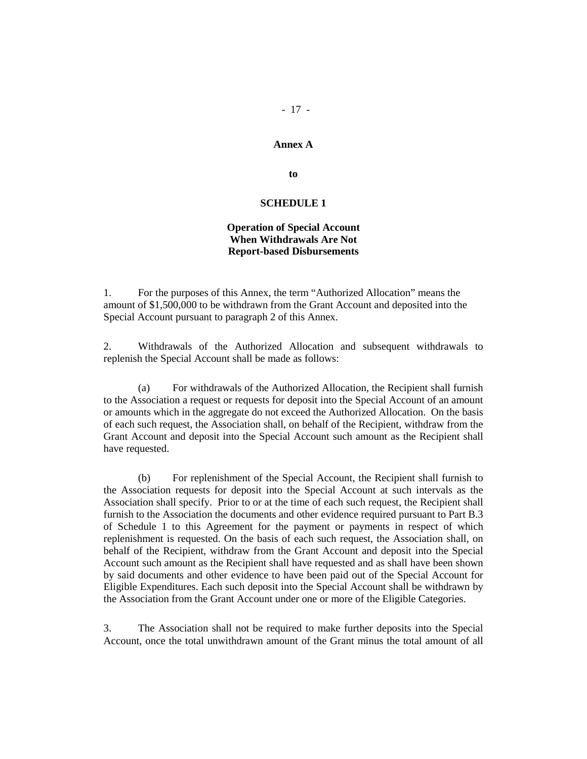**Annex A**

**to**

**SCHEDULE 1**

**Operation of Special Account When Withdrawals Are Not Report-based Disbursements**

1. For the purposes of this Annex, the term “Authorized Allocation” means the amount of $1,500,000 to be withdrawn from the Grant Account and deposited into the Special Account pursuant to paragraph 2 of this Annex.

2. Withdrawals of the Authorized Allocation and subsequent withdrawals to replenish the Special Account shall be made as follows:

(a) For withdrawals of the Authorized Allocation, the Recipient shall furnish to the Association a request or requests for deposit into the Special Account of an amount or amounts which in the aggregate do not exceed the Authorized Allocation. On the basis of each such request, the Association shall, on behalf of the Recipient, withdraw from the Grant Account and deposit into the Special Account such amount as the Recipient shall have requested.

(b) For replenishment of the Special Account, the Recipient shall furnish to the Association requests for deposit into the Special Account at such intervals as the Association shall specify. Prior to or at the time of each such request, the Recipient shall furnish to the Association the documents and other evidence required pursuant to Part B.3 of Schedule 1 to this Agreement for the payment or payments in respect of which replenishment is requested. On the basis of each such request, the Association shall, on behalf of the Recipient, withdraw from the Grant Account and deposit into the Special Account such amount as the Recipient shall have requested and as shall have been shown by said documents and other evidence to have been paid out of the Special Account for Eligible Expenditures. Each such deposit into the Special Account shall be withdrawn by the Association from the Grant Account under one or more of the Eligible Categories.

3. The Association shall not be required to make further deposits into the Special Account, once the total unwithdrawn amount of the Grant minus the total amount of all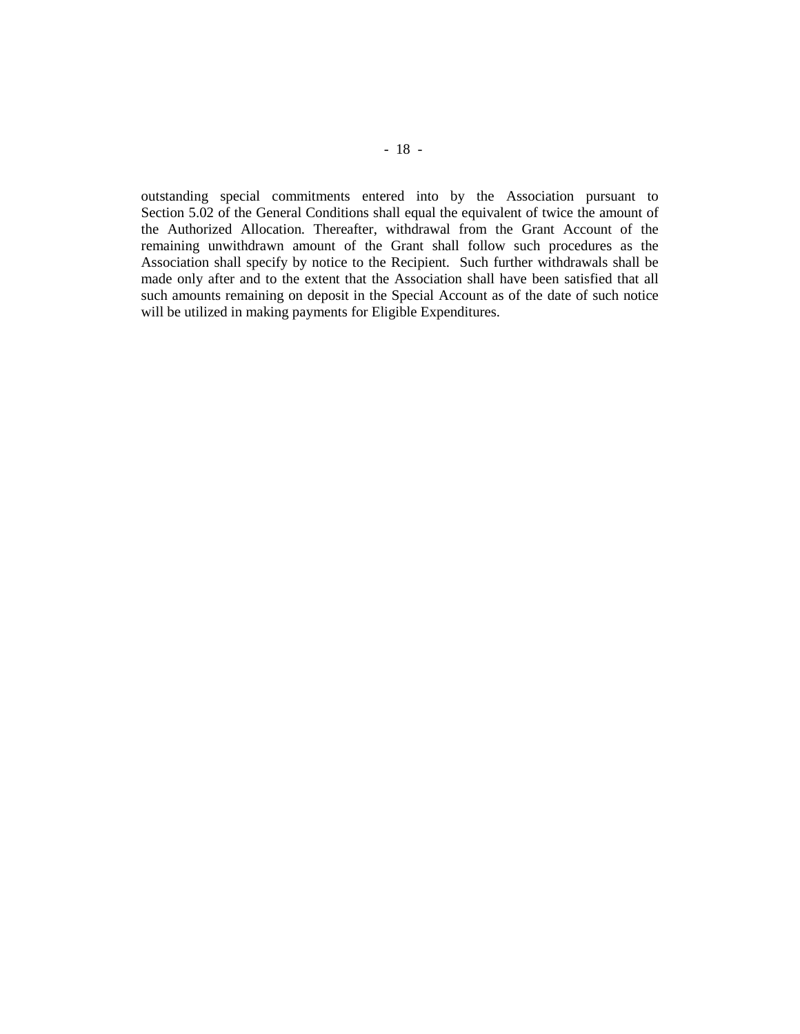outstanding special commitments entered into by the Association pursuant to Section 5.02 of the General Conditions shall equal the equivalent of twice the amount of the Authorized Allocation. Thereafter, withdrawal from the Grant Account of the remaining unwithdrawn amount of the Grant shall follow such procedures as the Association shall specify by notice to the Recipient. Such further withdrawals shall be made only after and to the extent that the Association shall have been satisfied that all such amounts remaining on deposit in the Special Account as of the date of such notice will be utilized in making payments for Eligible Expenditures.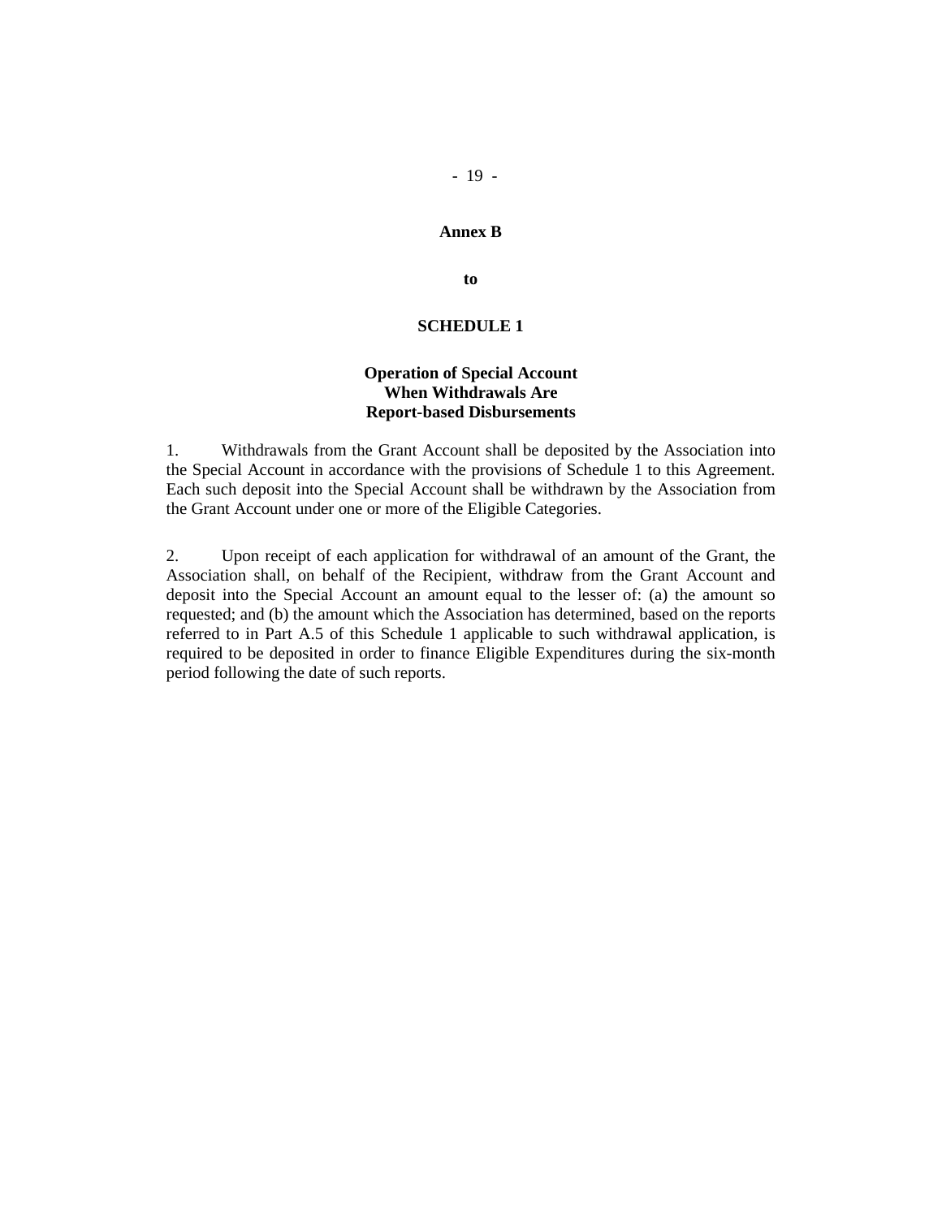# Annex B

## to

## SCHEDULE 1

### Operation of Special Account When Withdrawals Are Report-based Disbursements

1. Withdrawals from the Grant Account shall be deposited by the Association into the Special Account in accordance with the provisions of Schedule 1 to this Agreement. Each such deposit into the Special Account shall be withdrawn by the Association from the Grant Account under one or more of the Eligible Categories.

2. Upon receipt of each application for withdrawal of an amount of the Grant, the Association shall, on behalf of the Recipient, withdraw from the Grant Account and deposit into the Special Account an amount equal to the lesser of: (a) the amount so requested; and (b) the amount which the Association has determined, based on the reports referred to in Part A.5 of this Schedule 1 applicable to such withdrawal application, is required to be deposited in order to finance Eligible Expenditures during the six-month period following the date of such reports.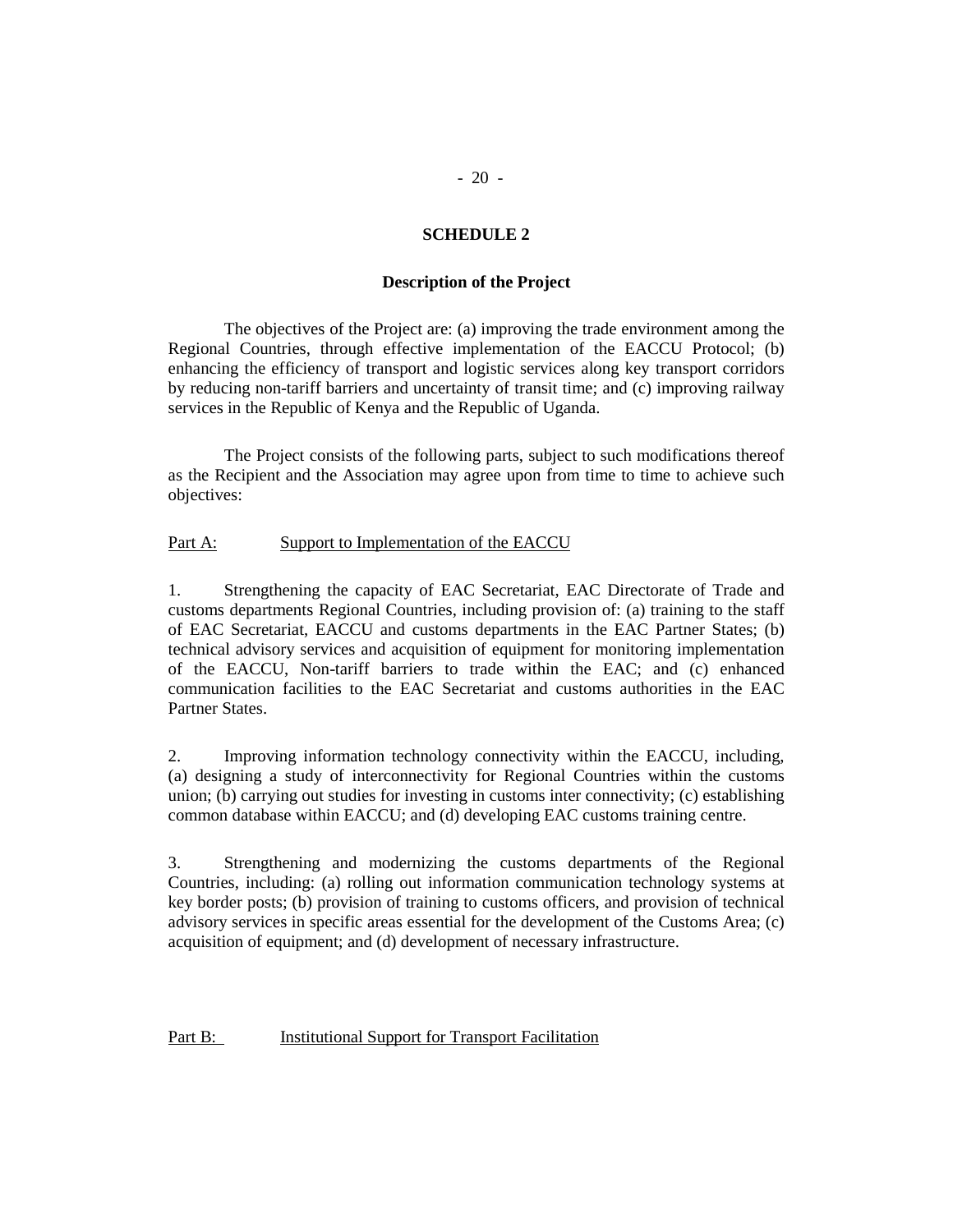## SCHEDULE 2

### Description of the Project

The objectives of the Project are: (a) improving the trade environment among the Regional Countries, through effective implementation of the EACCU Protocol; (b) enhancing the efficiency of transport and logistic services along key transport corridors by reducing non-tariff barriers and uncertainty of transit time; and (c) improving railway services in the Republic of Kenya and the Republic of Uganda.

The Project consists of the following parts, subject to such modifications thereof as the Recipient and the Association may agree upon from time to time to achieve such objectives:

Part A: Support to Implementation of the EACCU

1. Strengthening the capacity of EAC Secretariat, EAC Directorate of Trade and customs departments Regional Countries, including provision of: (a) training to the staff of EAC Secretariat, EACCU and customs departments in the EAC Partner States; (b) technical advisory services and acquisition of equipment for monitoring implementation of the EACCU, Non-tariff barriers to trade within the EAC; and (c) enhanced communication facilities to the EAC Secretariat and customs authorities in the EAC Partner States.

2. Improving information technology connectivity within the EACCU, including, (a) designing a study of interconnectivity for Regional Countries within the customs union; (b) carrying out studies for investing in customs inter connectivity; (c) establishing common database within EACCU; and (d) developing EAC customs training centre.

3. Strengthening and modernizing the customs departments of the Regional Countries, including: (a) rolling out information communication technology systems at key border posts; (b) provision of training to customs officers, and provision of technical advisory services in specific areas essential for the development of the Customs Area; (c) acquisition of equipment; and (d) development of necessary infrastructure.

Part B: Institutional Support for Transport Facilitation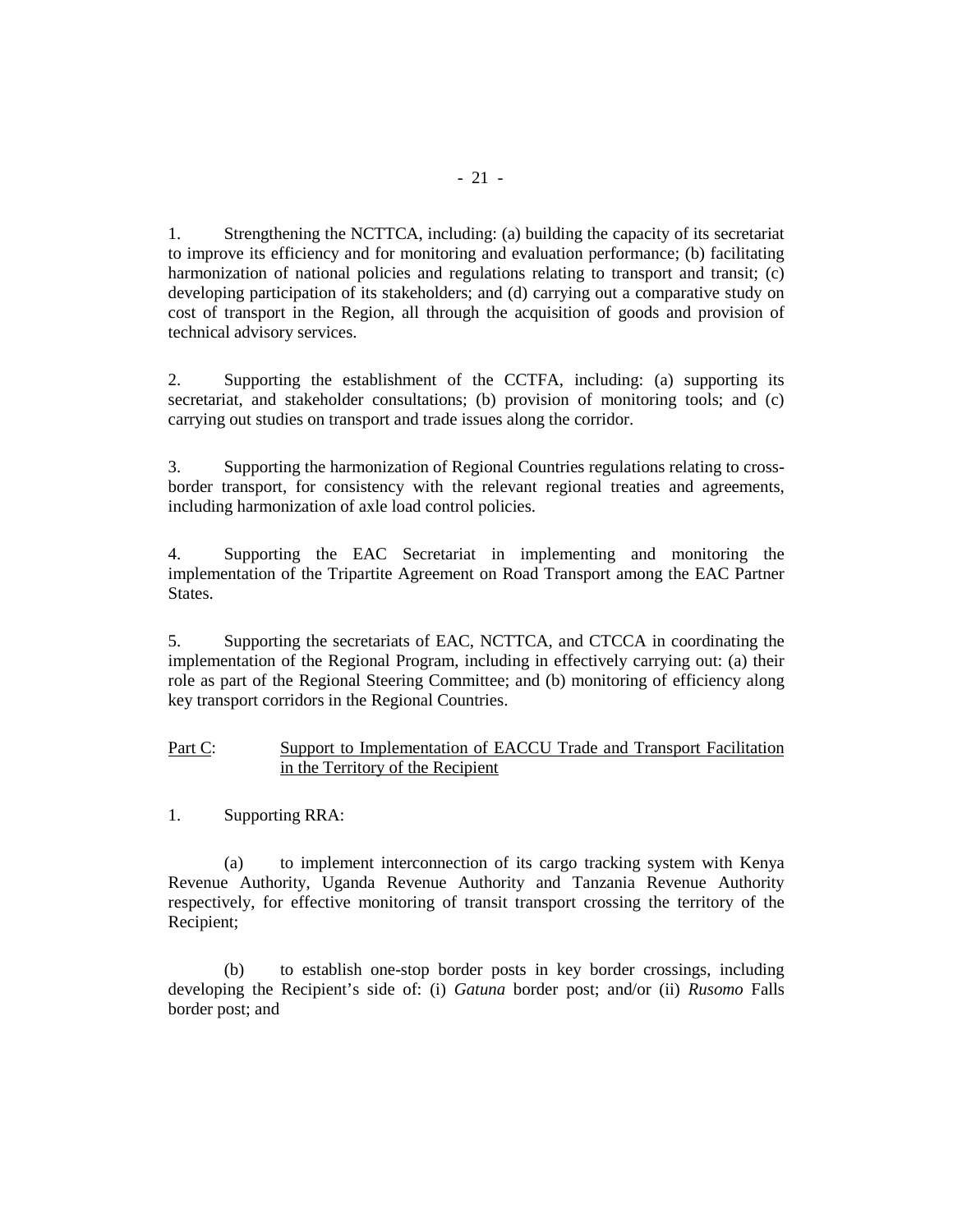1. Strengthening the NCTTCA, including: (a) building the capacity of its secretariat to improve its efficiency and for monitoring and evaluation performance; (b) facilitating harmonization of national policies and regulations relating to transport and transit; (c) developing participation of its stakeholders; and (d) carrying out a comparative study on cost of transport in the Region, all through the acquisition of goods and provision of technical advisory services.

2. Supporting the establishment of the CCTFA, including: (a) supporting its secretariat, and stakeholder consultations; (b) provision of monitoring tools; and (c) carrying out studies on transport and trade issues along the corridor.

3. Supporting the harmonization of Regional Countries regulations relating to cross-border transport, for consistency with the relevant regional treaties and agreements, including harmonization of axle load control policies.

4. Supporting the EAC Secretariat in implementing and monitoring the implementation of the Tripartite Agreement on Road Transport among the EAC Partner States.

5. Supporting the secretariats of EAC, NCTTCA, and CTCCA in coordinating the implementation of the Regional Program, including in effectively carrying out: (a) their role as part of the Regional Steering Committee; and (b) monitoring of efficiency along key transport corridors in the Regional Countries.

Part C: Support to Implementation of EACCU Trade and Transport Facilitation in the Territory of the Recipient

1. Supporting RRA:

(a) to implement interconnection of its cargo tracking system with Kenya Revenue Authority, Uganda Revenue Authority and Tanzania Revenue Authority respectively, for effective monitoring of transit transport crossing the territory of the Recipient;

(b) to establish one-stop border posts in key border crossings, including developing the Recipient's side of: (i) *Gatuna* border post; and/or (ii) *Rusomo* Falls border post; and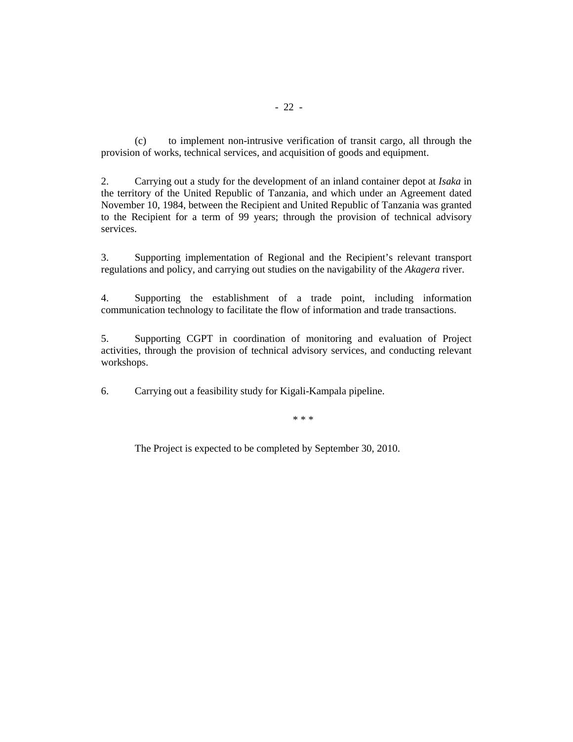(c) to implement non-intrusive verification of transit cargo, all through the provision of works, technical services, and acquisition of goods and equipment.

2. Carrying out a study for the development of an inland container depot at *Isaka* in the territory of the United Republic of Tanzania, and which under an Agreement dated November 10, 1984, between the Recipient and United Republic of Tanzania was granted to the Recipient for a term of 99 years; through the provision of technical advisory services.

3. Supporting implementation of Regional and the Recipient's relevant transport regulations and policy, and carrying out studies on the navigability of the *Akagera* river.

4. Supporting the establishment of a trade point, including information communication technology to facilitate the flow of information and trade transactions.

5. Supporting CGPT in coordination of monitoring and evaluation of Project activities, through the provision of technical advisory services, and conducting relevant workshops.

6. Carrying out a feasibility study for Kigali-Kampala pipeline.

\* \* \*

The Project is expected to be completed by September 30, 2010.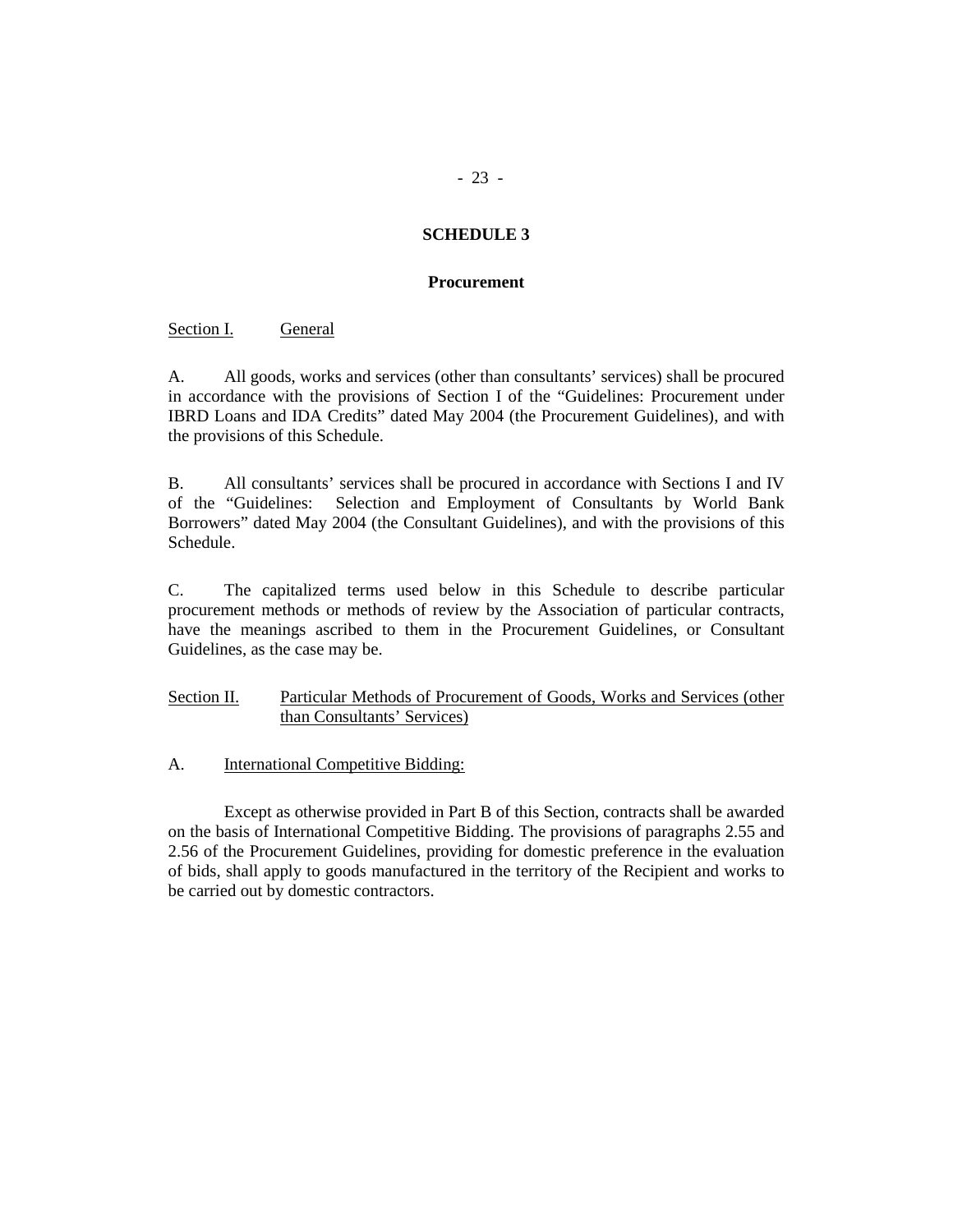# SCHEDULE 3

## Procurement

Section I. General

A. All goods, works and services (other than consultants' services) shall be procured in accordance with the provisions of Section I of the "Guidelines: Procurement under IBRD Loans and IDA Credits" dated May 2004 (the Procurement Guidelines), and with the provisions of this Schedule.

B. All consultants' services shall be procured in accordance with Sections I and IV of the "Guidelines: Selection and Employment of Consultants by World Bank Borrowers" dated May 2004 (the Consultant Guidelines), and with the provisions of this Schedule.

C. The capitalized terms used below in this Schedule to describe particular procurement methods or methods of review by the Association of particular contracts, have the meanings ascribed to them in the Procurement Guidelines, or Consultant Guidelines, as the case may be.

Section II. Particular Methods of Procurement of Goods, Works and Services (other than Consultants' Services)

A. International Competitive Bidding:

Except as otherwise provided in Part B of this Section, contracts shall be awarded on the basis of International Competitive Bidding. The provisions of paragraphs 2.55 and 2.56 of the Procurement Guidelines, providing for domestic preference in the evaluation of bids, shall apply to goods manufactured in the territory of the Recipient and works to be carried out by domestic contractors.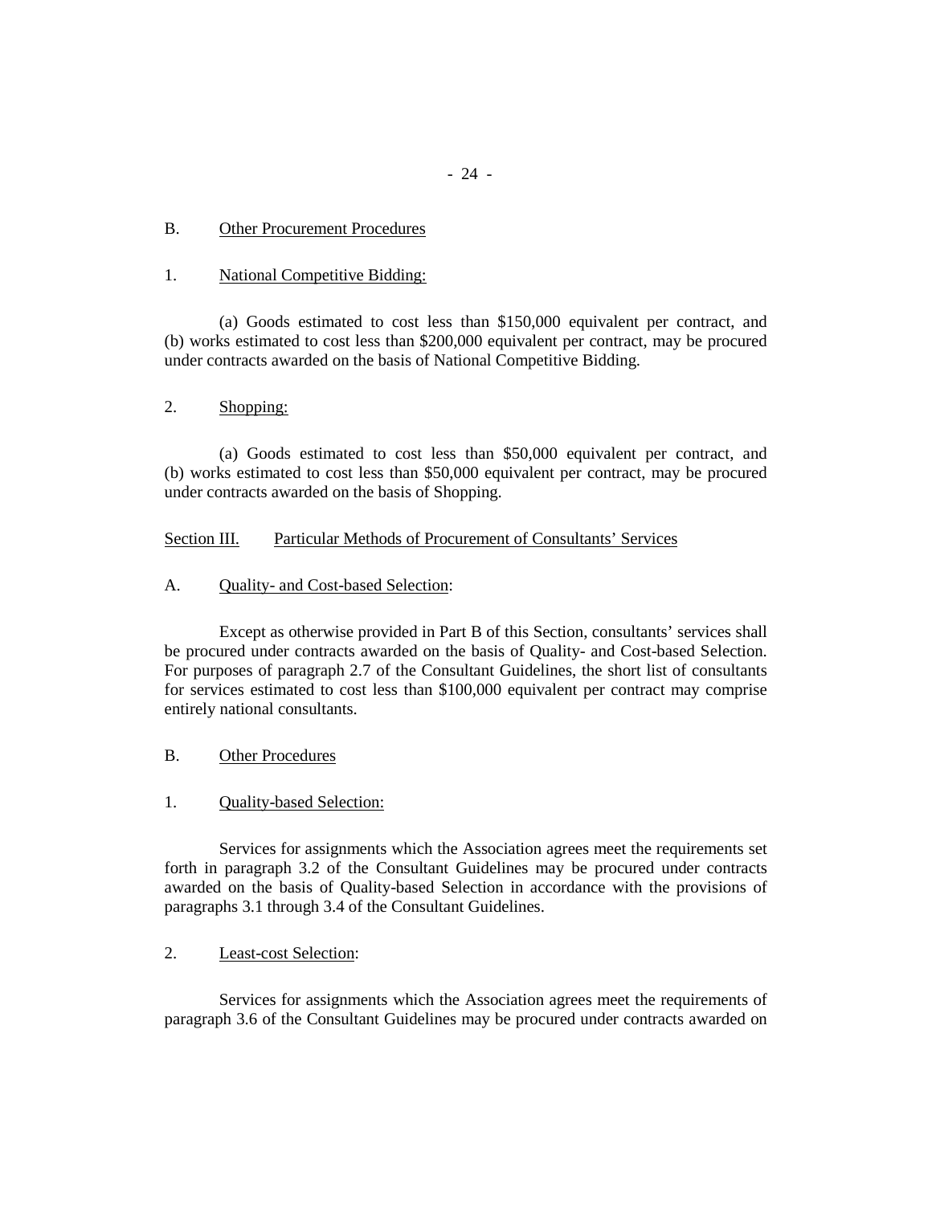B. Other Procurement Procedures

1. National Competitive Bidding:

(a) Goods estimated to cost less than $150,000 equivalent per contract, and (b) works estimated to cost less than $200,000 equivalent per contract, may be procured under contracts awarded on the basis of National Competitive Bidding.

2. Shopping:

(a) Goods estimated to cost less than $50,000 equivalent per contract, and (b) works estimated to cost less than $50,000 equivalent per contract, may be procured under contracts awarded on the basis of Shopping.

Section III. Particular Methods of Procurement of Consultants' Services

A. Quality- and Cost-based Selection:

Except as otherwise provided in Part B of this Section, consultants' services shall be procured under contracts awarded on the basis of Quality- and Cost-based Selection. For purposes of paragraph 2.7 of the Consultant Guidelines, the short list of consultants for services estimated to cost less than $100,000 equivalent per contract may comprise entirely national consultants.

B. Other Procedures

1. Quality-based Selection:

Services for assignments which the Association agrees meet the requirements set forth in paragraph 3.2 of the Consultant Guidelines may be procured under contracts awarded on the basis of Quality-based Selection in accordance with the provisions of paragraphs 3.1 through 3.4 of the Consultant Guidelines.

2. Least-cost Selection:

Services for assignments which the Association agrees meet the requirements of paragraph 3.6 of the Consultant Guidelines may be procured under contracts awarded on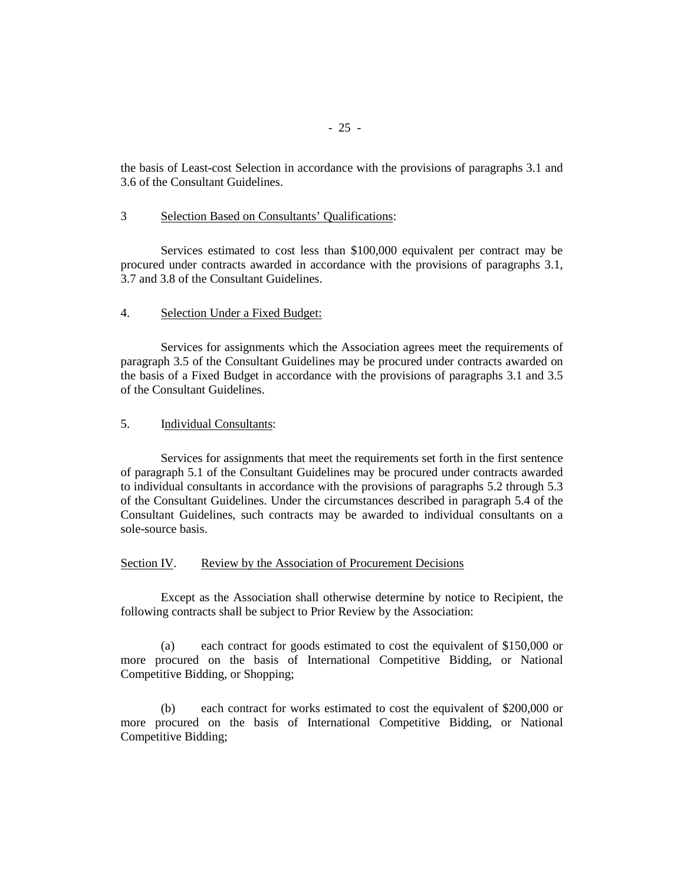the basis of Least-cost Selection in accordance with the provisions of paragraphs 3.1 and 3.6 of the Consultant Guidelines.

3 Selection Based on Consultants' Qualifications:

Services estimated to cost less than $100,000 equivalent per contract may be procured under contracts awarded in accordance with the provisions of paragraphs 3.1, 3.7 and 3.8 of the Consultant Guidelines.

4. Selection Under a Fixed Budget:

Services for assignments which the Association agrees meet the requirements of paragraph 3.5 of the Consultant Guidelines may be procured under contracts awarded on the basis of a Fixed Budget in accordance with the provisions of paragraphs 3.1 and 3.5 of the Consultant Guidelines.

5. Individual Consultants:

Services for assignments that meet the requirements set forth in the first sentence of paragraph 5.1 of the Consultant Guidelines may be procured under contracts awarded to individual consultants in accordance with the provisions of paragraphs 5.2 through 5.3 of the Consultant Guidelines. Under the circumstances described in paragraph 5.4 of the Consultant Guidelines, such contracts may be awarded to individual consultants on a sole-source basis.

Section IV. Review by the Association of Procurement Decisions

Except as the Association shall otherwise determine by notice to Recipient, the following contracts shall be subject to Prior Review by the Association:

(a) each contract for goods estimated to cost the equivalent of $150,000 or more procured on the basis of International Competitive Bidding, or National Competitive Bidding, or Shopping;

(b) each contract for works estimated to cost the equivalent of $200,000 or more procured on the basis of International Competitive Bidding, or National Competitive Bidding;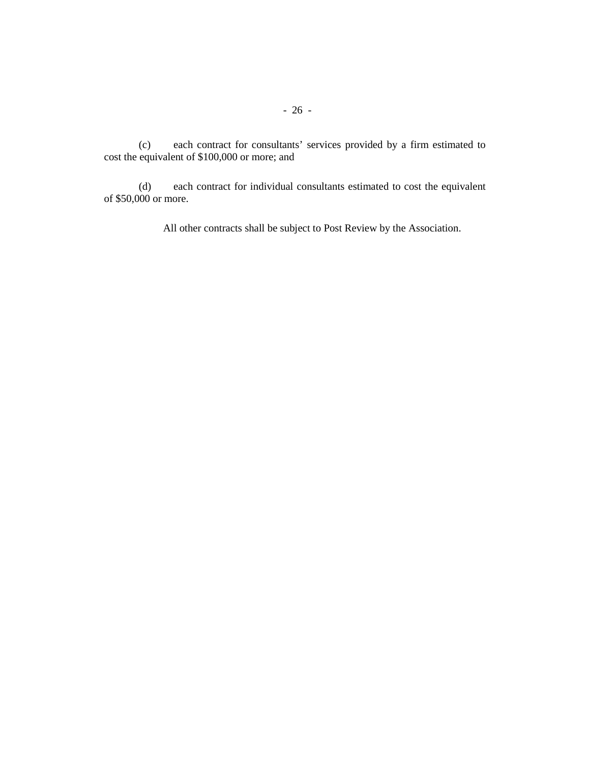(c) each contract for consultants' services provided by a firm estimated to cost the equivalent of $100,000 or more; and

(d) each contract for individual consultants estimated to cost the equivalent of $50,000 or more.

All other contracts shall be subject to Post Review by the Association.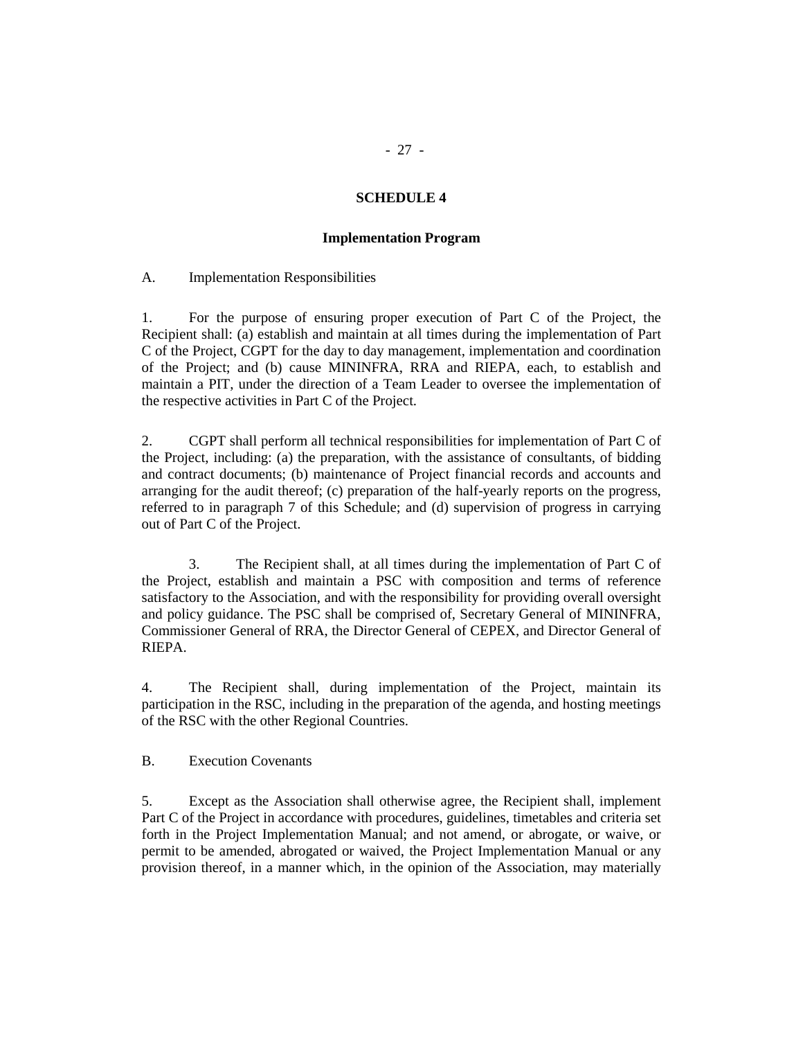## SCHEDULE 4

### Implementation Program

A. Implementation Responsibilities

1. For the purpose of ensuring proper execution of Part C of the Project, the Recipient shall: (a) establish and maintain at all times during the implementation of Part C of the Project, CGPT for the day to day management, implementation and coordination of the Project; and (b) cause MININFRA, RRA and RIEPA, each, to establish and maintain a PIT, under the direction of a Team Leader to oversee the implementation of the respective activities in Part C of the Project.

2. CGPT shall perform all technical responsibilities for implementation of Part C of the Project, including: (a) the preparation, with the assistance of consultants, of bidding and contract documents; (b) maintenance of Project financial records and accounts and arranging for the audit thereof; (c) preparation of the half-yearly reports on the progress, referred to in paragraph 7 of this Schedule; and (d) supervision of progress in carrying out of Part C of the Project.

3. The Recipient shall, at all times during the implementation of Part C of the Project, establish and maintain a PSC with composition and terms of reference satisfactory to the Association, and with the responsibility for providing overall oversight and policy guidance. The PSC shall be comprised of, Secretary General of MININFRA, Commissioner General of RRA, the Director General of CEPEX, and Director General of RIEPA.

4. The Recipient shall, during implementation of the Project, maintain its participation in the RSC, including in the preparation of the agenda, and hosting meetings of the RSC with the other Regional Countries.

B. Execution Covenants

5. Except as the Association shall otherwise agree, the Recipient shall, implement Part C of the Project in accordance with procedures, guidelines, timetables and criteria set forth in the Project Implementation Manual; and not amend, or abrogate, or waive, or permit to be amended, abrogated or waived, the Project Implementation Manual or any provision thereof, in a manner which, in the opinion of the Association, may materially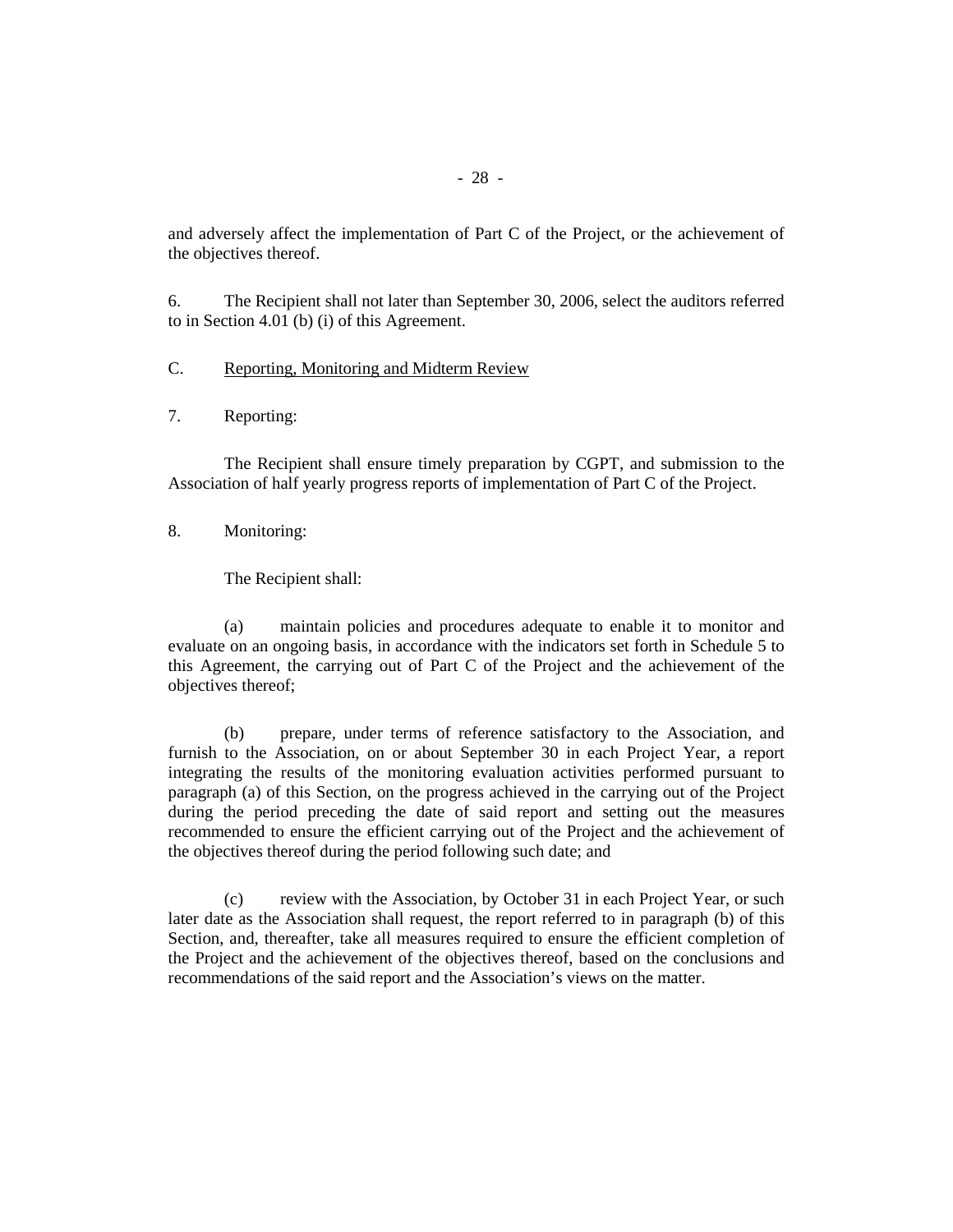and adversely affect the implementation of Part C of the Project, or the achievement of the objectives thereof.

6. The Recipient shall not later than September 30, 2006, select the auditors referred to in Section 4.01 (b) (i) of this Agreement.

C. Reporting, Monitoring and Midterm Review

7. Reporting:

The Recipient shall ensure timely preparation by CGPT, and submission to the Association of half yearly progress reports of implementation of Part C of the Project.

8. Monitoring:

The Recipient shall:

(a) maintain policies and procedures adequate to enable it to monitor and evaluate on an ongoing basis, in accordance with the indicators set forth in Schedule 5 to this Agreement, the carrying out of Part C of the Project and the achievement of the objectives thereof;

(b) prepare, under terms of reference satisfactory to the Association, and furnish to the Association, on or about September 30 in each Project Year, a report integrating the results of the monitoring evaluation activities performed pursuant to paragraph (a) of this Section, on the progress achieved in the carrying out of the Project during the period preceding the date of said report and setting out the measures recommended to ensure the efficient carrying out of the Project and the achievement of the objectives thereof during the period following such date; and

(c) review with the Association, by October 31 in each Project Year, or such later date as the Association shall request, the report referred to in paragraph (b) of this Section, and, thereafter, take all measures required to ensure the efficient completion of the Project and the achievement of the objectives thereof, based on the conclusions and recommendations of the said report and the Association's views on the matter.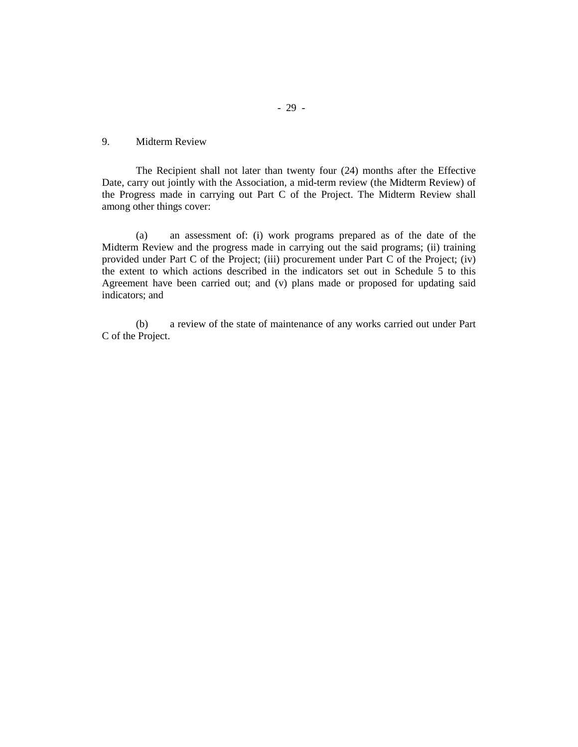9. Midterm Review

The Recipient shall not later than twenty four (24) months after the Effective Date, carry out jointly with the Association, a mid-term review (the Midterm Review) of the Progress made in carrying out Part C of the Project. The Midterm Review shall among other things cover:

(a) an assessment of: (i) work programs prepared as of the date of the Midterm Review and the progress made in carrying out the said programs; (ii) training provided under Part C of the Project; (iii) procurement under Part C of the Project; (iv) the extent to which actions described in the indicators set out in Schedule 5 to this Agreement have been carried out; and (v) plans made or proposed for updating said indicators; and

(b) a review of the state of maintenance of any works carried out under Part C of the Project.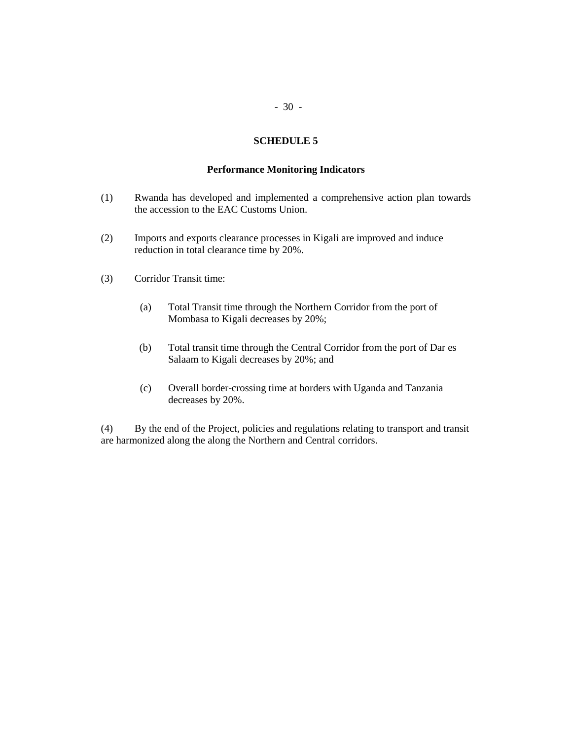## SCHEDULE 5

### Performance Monitoring Indicators

(1) Rwanda has developed and implemented a comprehensive action plan towards the accession to the EAC Customs Union.

(2) Imports and exports clearance processes in Kigali are improved and induce reduction in total clearance time by 20%.

(3) Corridor Transit time:

(a) Total Transit time through the Northern Corridor from the port of Mombasa to Kigali decreases by 20%;

(b) Total transit time through the Central Corridor from the port of Dar es Salaam to Kigali decreases by 20%; and

(c) Overall border-crossing time at borders with Uganda and Tanzania decreases by 20%.

(4) By the end of the Project, policies and regulations relating to transport and transit are harmonized along the along the Northern and Central corridors.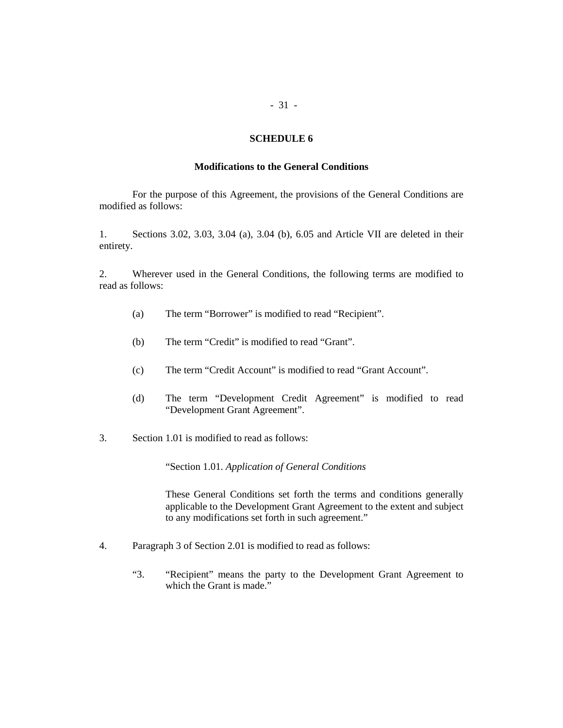## SCHEDULE 6

### Modifications to the General Conditions

For the purpose of this Agreement, the provisions of the General Conditions are modified as follows:

1. Sections 3.02, 3.03, 3.04 (a), 3.04 (b), 6.05 and Article VII are deleted in their entirety.

2. Wherever used in the General Conditions, the following terms are modified to read as follows:

   (a) The term "Borrower" is modified to read "Recipient".

   (b) The term "Credit" is modified to read "Grant".

   (c) The term "Credit Account" is modified to read "Grant Account".

   (d) The term "Development Credit Agreement" is modified to read "Development Grant Agreement".

3. Section 1.01 is modified to read as follows:

   "Section 1.01. *Application of General Conditions*

   These General Conditions set forth the terms and conditions generally applicable to the Development Grant Agreement to the extent and subject to any modifications set forth in such agreement."

4. Paragraph 3 of Section 2.01 is modified to read as follows:

   "3. "Recipient" means the party to the Development Grant Agreement to which the Grant is made."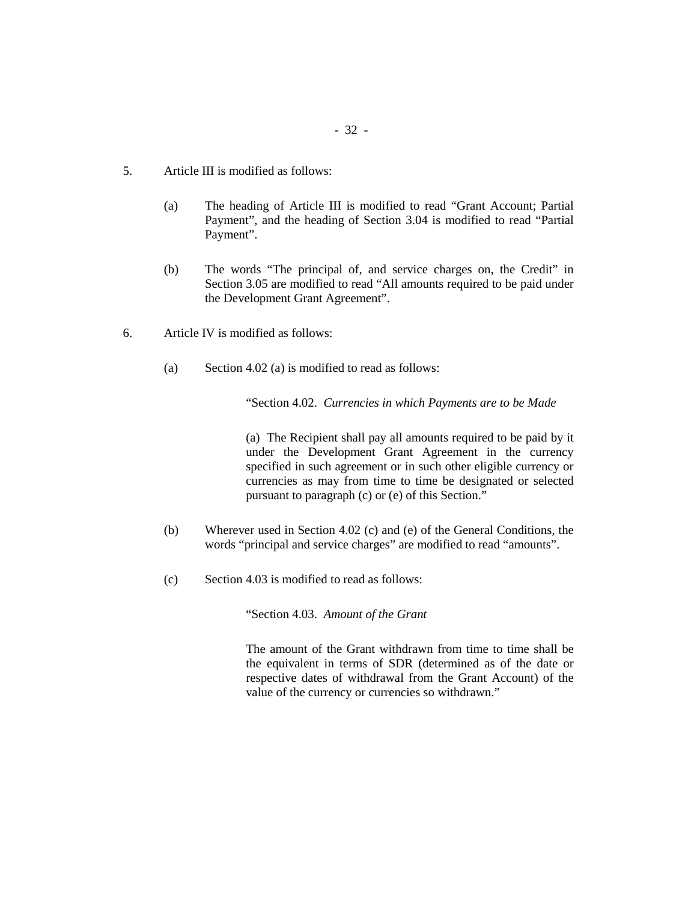5. Article III is modified as follows:

   (a) The heading of Article III is modified to read "Grant Account; Partial Payment", and the heading of Section 3.04 is modified to read "Partial Payment".

   (b) The words "The principal of, and service charges on, the Credit" in Section 3.05 are modified to read "All amounts required to be paid under the Development Grant Agreement".

6. Article IV is modified as follows:

   (a) Section 4.02 (a) is modified to read as follows:

      "Section 4.02. *Currencies in which Payments are to be Made*

      (a) The Recipient shall pay all amounts required to be paid by it under the Development Grant Agreement in the currency specified in such agreement or in such other eligible currency or currencies as may from time to time be designated or selected pursuant to paragraph (c) or (e) of this Section."

   (b) Wherever used in Section 4.02 (c) and (e) of the General Conditions, the words "principal and service charges" are modified to read "amounts".

   (c) Section 4.03 is modified to read as follows:

      "Section 4.03. *Amount of the Grant*

      The amount of the Grant withdrawn from time to time shall be the equivalent in terms of SDR (determined as of the date or respective dates of withdrawal from the Grant Account) of the value of the currency or currencies so withdrawn."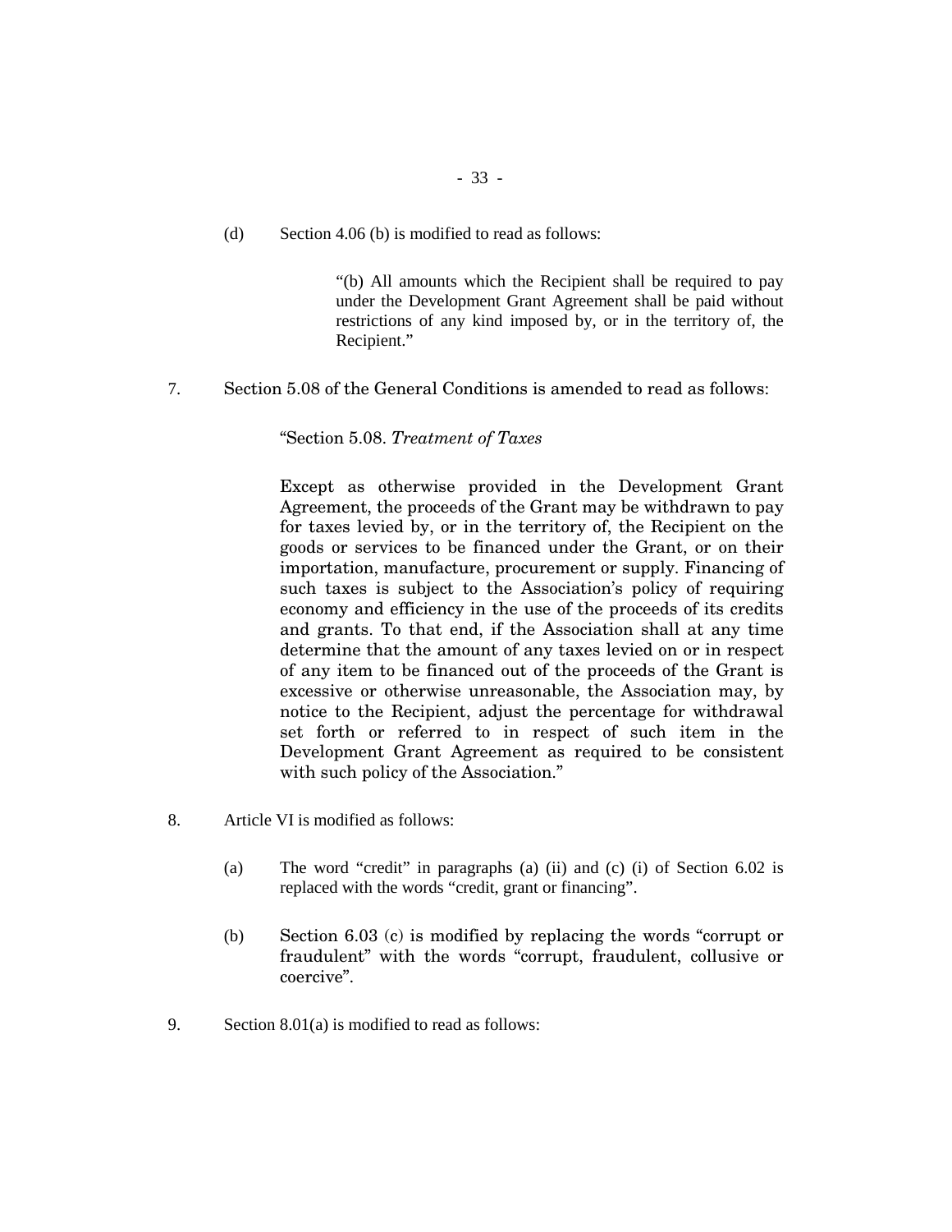(d) Section 4.06 (b) is modified to read as follows:

> "(b) All amounts which the Recipient shall be required to pay under the Development Grant Agreement shall be paid without restrictions of any kind imposed by, or in the territory of, the Recipient."

7. Section 5.08 of the General Conditions is amended to read as follows:

> "Section 5.08. *Treatment of Taxes*
>
> Except as otherwise provided in the Development Grant Agreement, the proceeds of the Grant may be withdrawn to pay for taxes levied by, or in the territory of, the Recipient on the goods or services to be financed under the Grant, or on their importation, manufacture, procurement or supply. Financing of such taxes is subject to the Association's policy of requiring economy and efficiency in the use of the proceeds of its credits and grants. To that end, if the Association shall at any time determine that the amount of any taxes levied on or in respect of any item to be financed out of the proceeds of the Grant is excessive or otherwise unreasonable, the Association may, by notice to the Recipient, adjust the percentage for withdrawal set forth or referred to in respect of such item in the Development Grant Agreement as required to be consistent with such policy of the Association."

8. Article VI is modified as follows:

   (a) The word "credit" in paragraphs (a) (ii) and (c) (i) of Section 6.02 is replaced with the words "credit, grant or financing".

   (b) Section 6.03 (c) is modified by replacing the words "corrupt or fraudulent" with the words "corrupt, fraudulent, collusive or coercive".

9. Section 8.01(a) is modified to read as follows: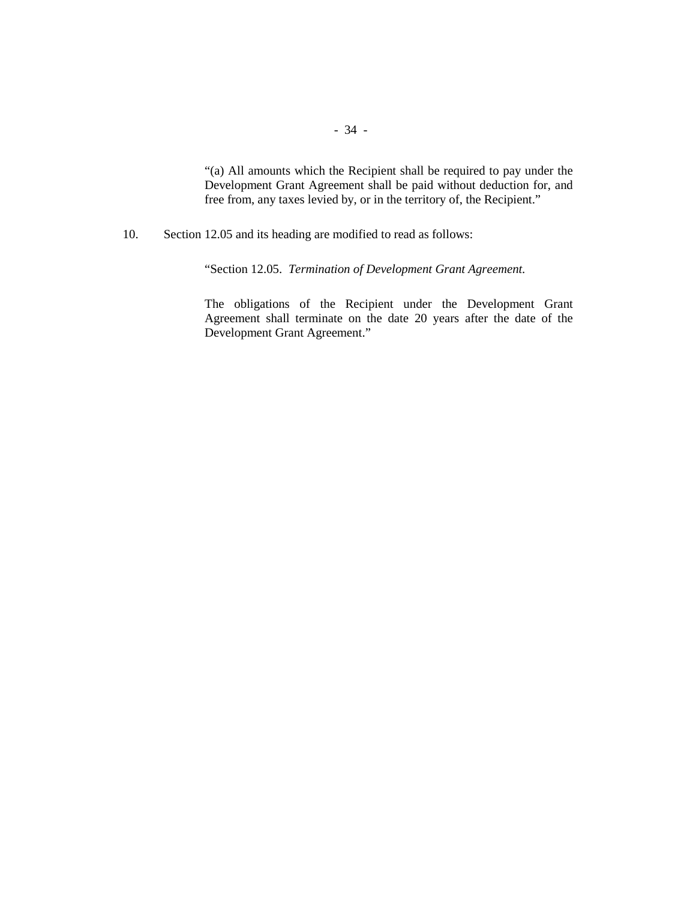"(a) All amounts which the Recipient shall be required to pay under the Development Grant Agreement shall be paid without deduction for, and free from, any taxes levied by, or in the territory of, the Recipient."

10. Section 12.05 and its heading are modified to read as follows:

"Section 12.05. *Termination of Development Grant Agreement.*

The obligations of the Recipient under the Development Grant Agreement shall terminate on the date 20 years after the date of the Development Grant Agreement."